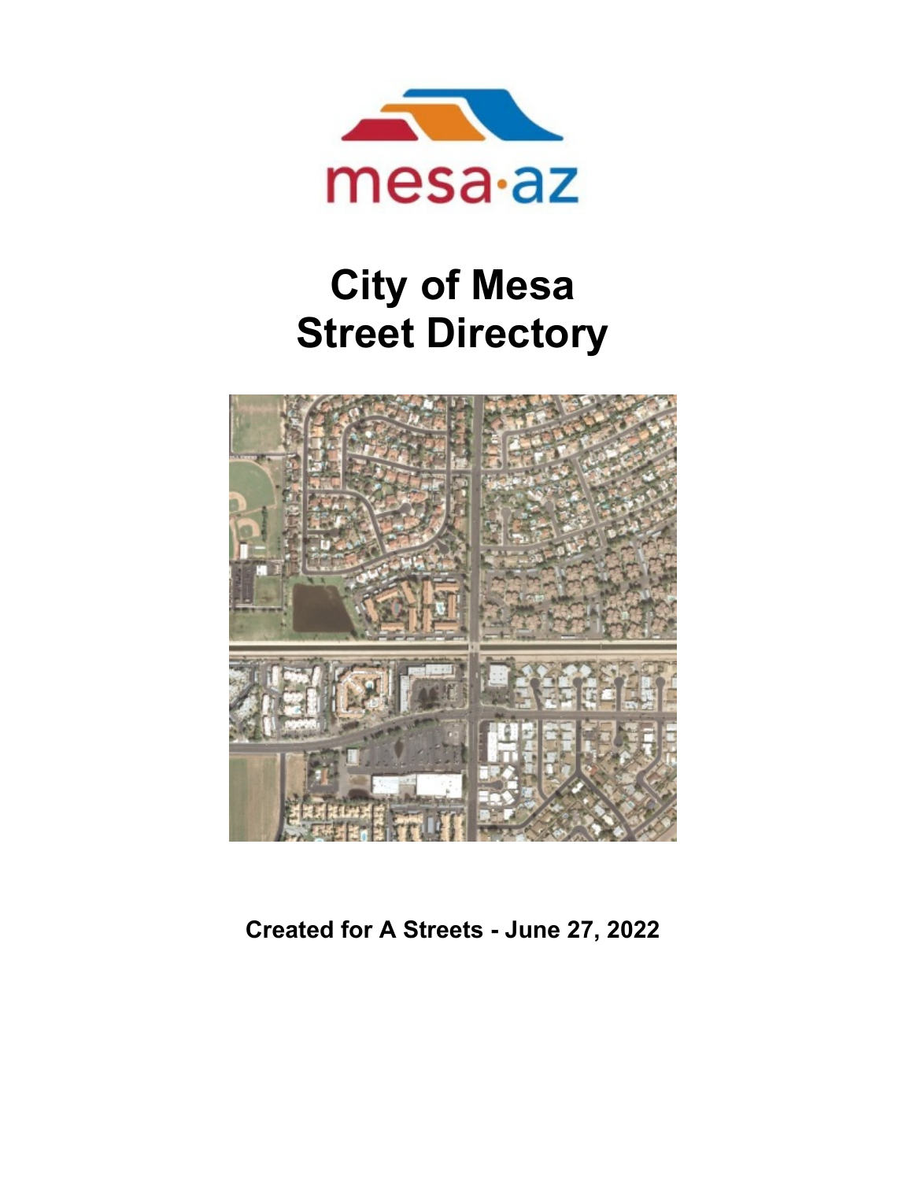mesa·az

# City of Mesa
# Street Directory

**Created for A Streets - June 27, 2022**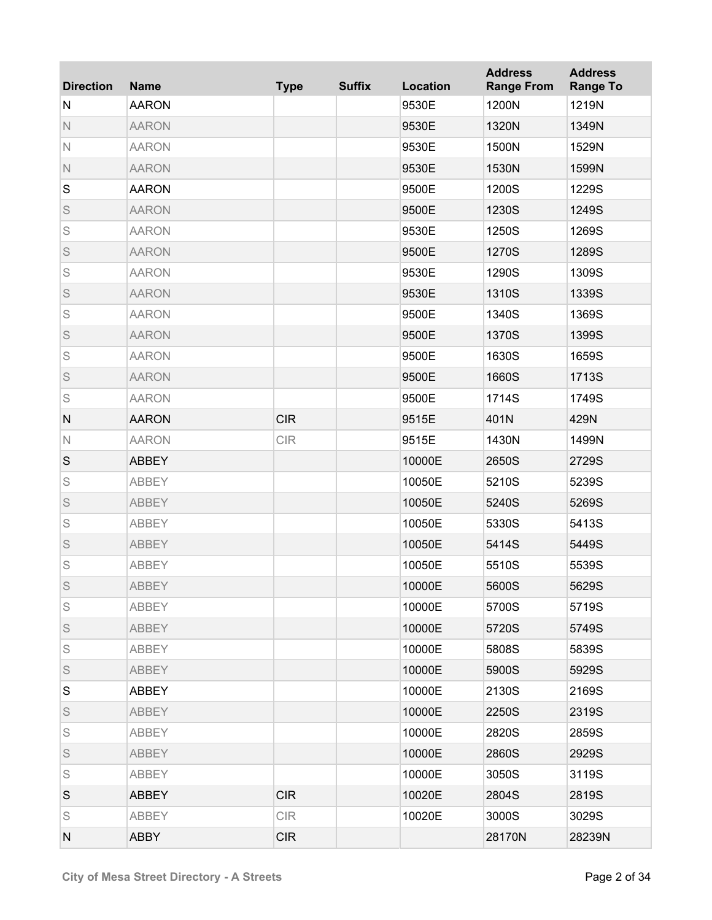| Direction | Name | Type | Suffix | Location | Address Range From | Address Range To |
|---|---|---|---|---|---|---|
| N | AARON | | | 9530E | 1200N | 1219N |
| N | AARON | | | 9530E | 1320N | 1349N |
| N | AARON | | | 9530E | 1500N | 1529N |
| N | AARON | | | 9530E | 1530N | 1599N |
| S | AARON | | | 9500E | 1200S | 1229S |
| S | AARON | | | 9500E | 1230S | 1249S |
| S | AARON | | | 9530E | 1250S | 1269S |
| S | AARON | | | 9500E | 1270S | 1289S |
| S | AARON | | | 9530E | 1290S | 1309S |
| S | AARON | | | 9530E | 1310S | 1339S |
| S | AARON | | | 9500E | 1340S | 1369S |
| S | AARON | | | 9500E | 1370S | 1399S |
| S | AARON | | | 9500E | 1630S | 1659S |
| S | AARON | | | 9500E | 1660S | 1713S |
| S | AARON | | | 9500E | 1714S | 1749S |
| N | AARON | CIR | | 9515E | 401N | 429N |
| N | AARON | CIR | | 9515E | 1430N | 1499N |
| S | ABBEY | | | 10000E | 2650S | 2729S |
| S | ABBEY | | | 10050E | 5210S | 5239S |
| S | ABBEY | | | 10050E | 5240S | 5269S |
| S | ABBEY | | | 10050E | 5330S | 5413S |
| S | ABBEY | | | 10050E | 5414S | 5449S |
| S | ABBEY | | | 10050E | 5510S | 5539S |
| S | ABBEY | | | 10000E | 5600S | 5629S |
| S | ABBEY | | | 10000E | 5700S | 5719S |
| S | ABBEY | | | 10000E | 5720S | 5749S |
| S | ABBEY | | | 10000E | 5808S | 5839S |
| S | ABBEY | | | 10000E | 5900S | 5929S |
| S | ABBEY | | | 10000E | 2130S | 2169S |
| S | ABBEY | | | 10000E | 2250S | 2319S |
| S | ABBEY | | | 10000E | 2820S | 2859S |
| S | ABBEY | | | 10000E | 2860S | 2929S |
| S | ABBEY | | | 10000E | 3050S | 3119S |
| S | ABBEY | CIR | | 10020E | 2804S | 2819S |
| S | ABBEY | CIR | | 10020E | 3000S | 3029S |
| N | ABBY | CIR | | | 28170N | 28239N |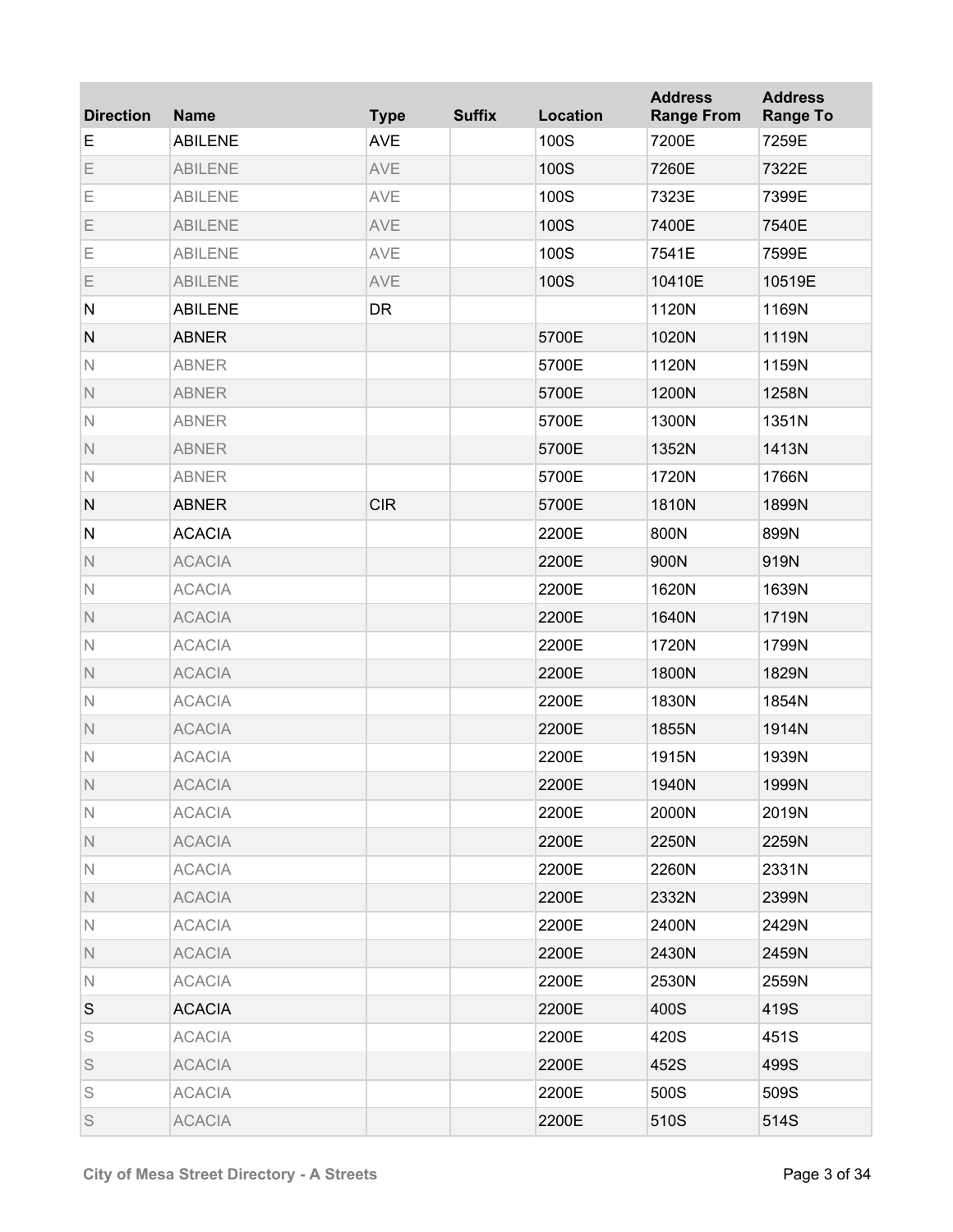| Direction | Name | Type | Suffix | Location | Address Range From | Address Range To |
|---|---|---|---|---|---|---|
| E | ABILENE | AVE | | 100S | 7200E | 7259E |
| E | ABILENE | AVE | | 100S | 7260E | 7322E |
| E | ABILENE | AVE | | 100S | 7323E | 7399E |
| E | ABILENE | AVE | | 100S | 7400E | 7540E |
| E | ABILENE | AVE | | 100S | 7541E | 7599E |
| E | ABILENE | AVE | | 100S | 10410E | 10519E |
| N | ABILENE | DR | | | 1120N | 1169N |
| N | ABNER | | | 5700E | 1020N | 1119N |
| N | ABNER | | | 5700E | 1120N | 1159N |
| N | ABNER | | | 5700E | 1200N | 1258N |
| N | ABNER | | | 5700E | 1300N | 1351N |
| N | ABNER | | | 5700E | 1352N | 1413N |
| N | ABNER | | | 5700E | 1720N | 1766N |
| N | ABNER | CIR | | 5700E | 1810N | 1899N |
| N | ACACIA | | | 2200E | 800N | 899N |
| N | ACACIA | | | 2200E | 900N | 919N |
| N | ACACIA | | | 2200E | 1620N | 1639N |
| N | ACACIA | | | 2200E | 1640N | 1719N |
| N | ACACIA | | | 2200E | 1720N | 1799N |
| N | ACACIA | | | 2200E | 1800N | 1829N |
| N | ACACIA | | | 2200E | 1830N | 1854N |
| N | ACACIA | | | 2200E | 1855N | 1914N |
| N | ACACIA | | | 2200E | 1915N | 1939N |
| N | ACACIA | | | 2200E | 1940N | 1999N |
| N | ACACIA | | | 2200E | 2000N | 2019N |
| N | ACACIA | | | 2200E | 2250N | 2259N |
| N | ACACIA | | | 2200E | 2260N | 2331N |
| N | ACACIA | | | 2200E | 2332N | 2399N |
| N | ACACIA | | | 2200E | 2400N | 2429N |
| N | ACACIA | | | 2200E | 2430N | 2459N |
| N | ACACIA | | | 2200E | 2530N | 2559N |
| S | ACACIA | | | 2200E | 400S | 419S |
| S | ACACIA | | | 2200E | 420S | 451S |
| S | ACACIA | | | 2200E | 452S | 499S |
| S | ACACIA | | | 2200E | 500S | 509S |
| S | ACACIA | | | 2200E | 510S | 514S |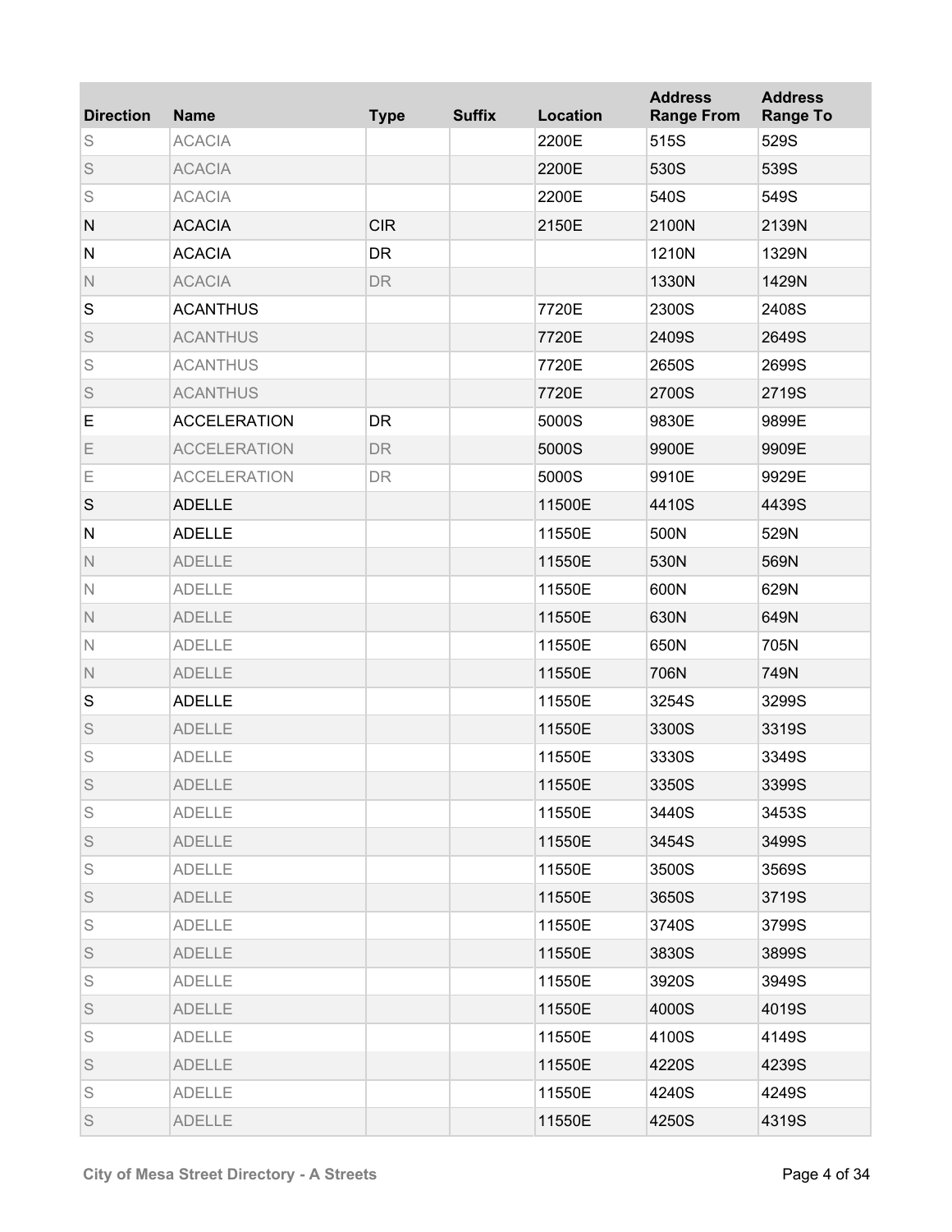| Direction | Name | Type | Suffix | Location | Address Range From | Address Range To |
|---|---|---|---|---|---|---|
| S | ACACIA | | | 2200E | 515S | 529S |
| S | ACACIA | | | 2200E | 530S | 539S |
| S | ACACIA | | | 2200E | 540S | 549S |
| N | ACACIA | CIR | | 2150E | 2100N | 2139N |
| N | ACACIA | DR | | | 1210N | 1329N |
| N | ACACIA | DR | | | 1330N | 1429N |
| S | ACANTHUS | | | 7720E | 2300S | 2408S |
| S | ACANTHUS | | | 7720E | 2409S | 2649S |
| S | ACANTHUS | | | 7720E | 2650S | 2699S |
| S | ACANTHUS | | | 7720E | 2700S | 2719S |
| E | ACCELERATION | DR | | 5000S | 9830E | 9899E |
| E | ACCELERATION | DR | | 5000S | 9900E | 9909E |
| E | ACCELERATION | DR | | 5000S | 9910E | 9929E |
| S | ADELLE | | | 11500E | 4410S | 4439S |
| N | ADELLE | | | 11550E | 500N | 529N |
| N | ADELLE | | | 11550E | 530N | 569N |
| N | ADELLE | | | 11550E | 600N | 629N |
| N | ADELLE | | | 11550E | 630N | 649N |
| N | ADELLE | | | 11550E | 650N | 705N |
| N | ADELLE | | | 11550E | 706N | 749N |
| S | ADELLE | | | 11550E | 3254S | 3299S |
| S | ADELLE | | | 11550E | 3300S | 3319S |
| S | ADELLE | | | 11550E | 3330S | 3349S |
| S | ADELLE | | | 11550E | 3350S | 3399S |
| S | ADELLE | | | 11550E | 3440S | 3453S |
| S | ADELLE | | | 11550E | 3454S | 3499S |
| S | ADELLE | | | 11550E | 3500S | 3569S |
| S | ADELLE | | | 11550E | 3650S | 3719S |
| S | ADELLE | | | 11550E | 3740S | 3799S |
| S | ADELLE | | | 11550E | 3830S | 3899S |
| S | ADELLE | | | 11550E | 3920S | 3949S |
| S | ADELLE | | | 11550E | 4000S | 4019S |
| S | ADELLE | | | 11550E | 4100S | 4149S |
| S | ADELLE | | | 11550E | 4220S | 4239S |
| S | ADELLE | | | 11550E | 4240S | 4249S |
| S | ADELLE | | | 11550E | 4250S | 4319S |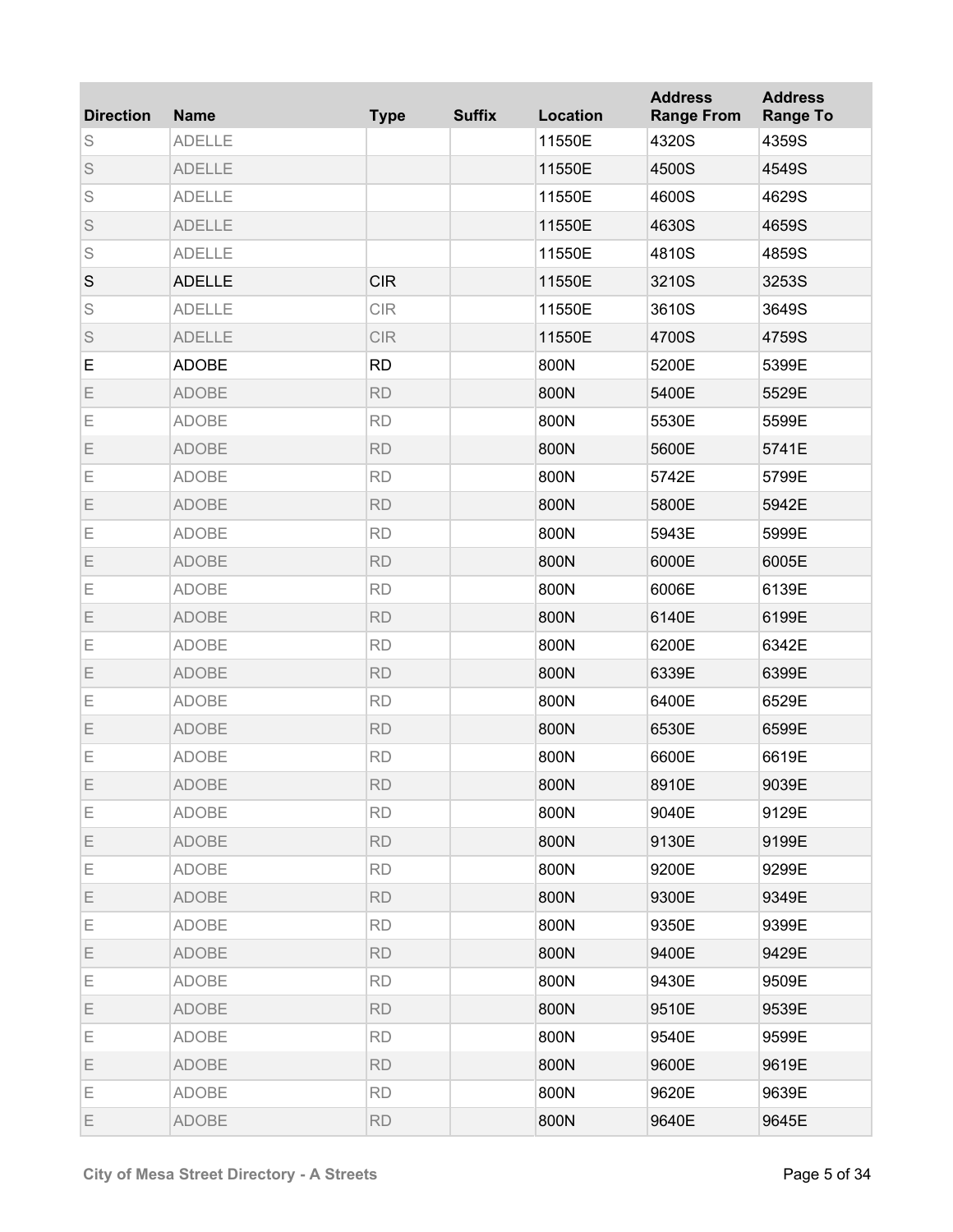| Direction | Name | Type | Suffix | Location | Address Range From | Address Range To |
|---|---|---|---|---|---|---|
| S | ADELLE | | | 11550E | 4320S | 4359S |
| S | ADELLE | | | 11550E | 4500S | 4549S |
| S | ADELLE | | | 11550E | 4600S | 4629S |
| S | ADELLE | | | 11550E | 4630S | 4659S |
| S | ADELLE | | | 11550E | 4810S | 4859S |
| S | ADELLE | CIR | | 11550E | 3210S | 3253S |
| S | ADELLE | CIR | | 11550E | 3610S | 3649S |
| S | ADELLE | CIR | | 11550E | 4700S | 4759S |
| E | ADOBE | RD | | 800N | 5200E | 5399E |
| E | ADOBE | RD | | 800N | 5400E | 5529E |
| E | ADOBE | RD | | 800N | 5530E | 5599E |
| E | ADOBE | RD | | 800N | 5600E | 5741E |
| E | ADOBE | RD | | 800N | 5742E | 5799E |
| E | ADOBE | RD | | 800N | 5800E | 5942E |
| E | ADOBE | RD | | 800N | 5943E | 5999E |
| E | ADOBE | RD | | 800N | 6000E | 6005E |
| E | ADOBE | RD | | 800N | 6006E | 6139E |
| E | ADOBE | RD | | 800N | 6140E | 6199E |
| E | ADOBE | RD | | 800N | 6200E | 6342E |
| E | ADOBE | RD | | 800N | 6339E | 6399E |
| E | ADOBE | RD | | 800N | 6400E | 6529E |
| E | ADOBE | RD | | 800N | 6530E | 6599E |
| E | ADOBE | RD | | 800N | 6600E | 6619E |
| E | ADOBE | RD | | 800N | 8910E | 9039E |
| E | ADOBE | RD | | 800N | 9040E | 9129E |
| E | ADOBE | RD | | 800N | 9130E | 9199E |
| E | ADOBE | RD | | 800N | 9200E | 9299E |
| E | ADOBE | RD | | 800N | 9300E | 9349E |
| E | ADOBE | RD | | 800N | 9350E | 9399E |
| E | ADOBE | RD | | 800N | 9400E | 9429E |
| E | ADOBE | RD | | 800N | 9430E | 9509E |
| E | ADOBE | RD | | 800N | 9510E | 9539E |
| E | ADOBE | RD | | 800N | 9540E | 9599E |
| E | ADOBE | RD | | 800N | 9600E | 9619E |
| E | ADOBE | RD | | 800N | 9620E | 9639E |
| E | ADOBE | RD | | 800N | 9640E | 9645E |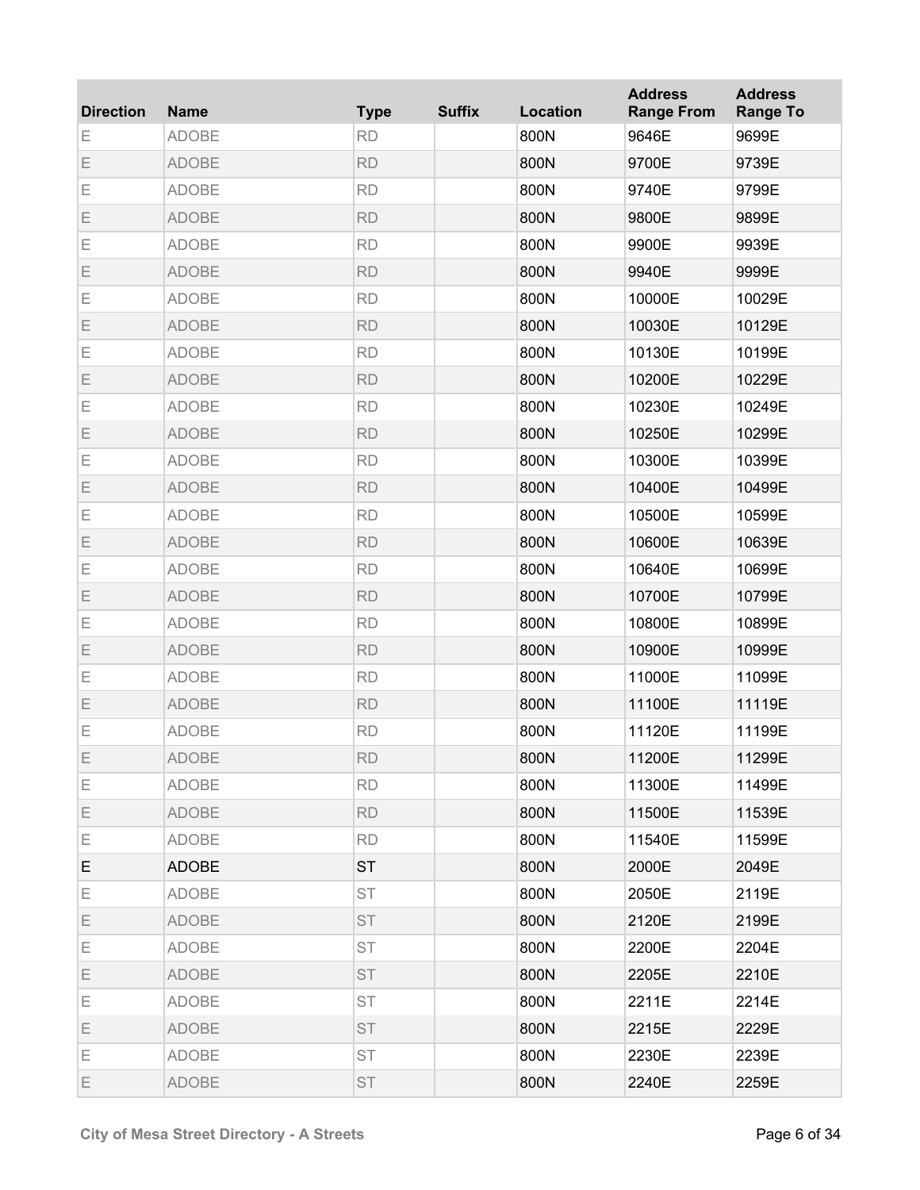| Direction | Name | Type | Suffix | Location | Address Range From | Address Range To |
|---|---|---|---|---|---|---|
| E | ADOBE | RD | | 800N | 9646E | 9699E |
| E | ADOBE | RD | | 800N | 9700E | 9739E |
| E | ADOBE | RD | | 800N | 9740E | 9799E |
| E | ADOBE | RD | | 800N | 9800E | 9899E |
| E | ADOBE | RD | | 800N | 9900E | 9939E |
| E | ADOBE | RD | | 800N | 9940E | 9999E |
| E | ADOBE | RD | | 800N | 10000E | 10029E |
| E | ADOBE | RD | | 800N | 10030E | 10129E |
| E | ADOBE | RD | | 800N | 10130E | 10199E |
| E | ADOBE | RD | | 800N | 10200E | 10229E |
| E | ADOBE | RD | | 800N | 10230E | 10249E |
| E | ADOBE | RD | | 800N | 10250E | 10299E |
| E | ADOBE | RD | | 800N | 10300E | 10399E |
| E | ADOBE | RD | | 800N | 10400E | 10499E |
| E | ADOBE | RD | | 800N | 10500E | 10599E |
| E | ADOBE | RD | | 800N | 10600E | 10639E |
| E | ADOBE | RD | | 800N | 10640E | 10699E |
| E | ADOBE | RD | | 800N | 10700E | 10799E |
| E | ADOBE | RD | | 800N | 10800E | 10899E |
| E | ADOBE | RD | | 800N | 10900E | 10999E |
| E | ADOBE | RD | | 800N | 11000E | 11099E |
| E | ADOBE | RD | | 800N | 11100E | 11119E |
| E | ADOBE | RD | | 800N | 11120E | 11199E |
| E | ADOBE | RD | | 800N | 11200E | 11299E |
| E | ADOBE | RD | | 800N | 11300E | 11499E |
| E | ADOBE | RD | | 800N | 11500E | 11539E |
| E | ADOBE | RD | | 800N | 11540E | 11599E |
| E | ADOBE | ST | | 800N | 2000E | 2049E |
| E | ADOBE | ST | | 800N | 2050E | 2119E |
| E | ADOBE | ST | | 800N | 2120E | 2199E |
| E | ADOBE | ST | | 800N | 2200E | 2204E |
| E | ADOBE | ST | | 800N | 2205E | 2210E |
| E | ADOBE | ST | | 800N | 2211E | 2214E |
| E | ADOBE | ST | | 800N | 2215E | 2229E |
| E | ADOBE | ST | | 800N | 2230E | 2239E |
| E | ADOBE | ST | | 800N | 2240E | 2259E |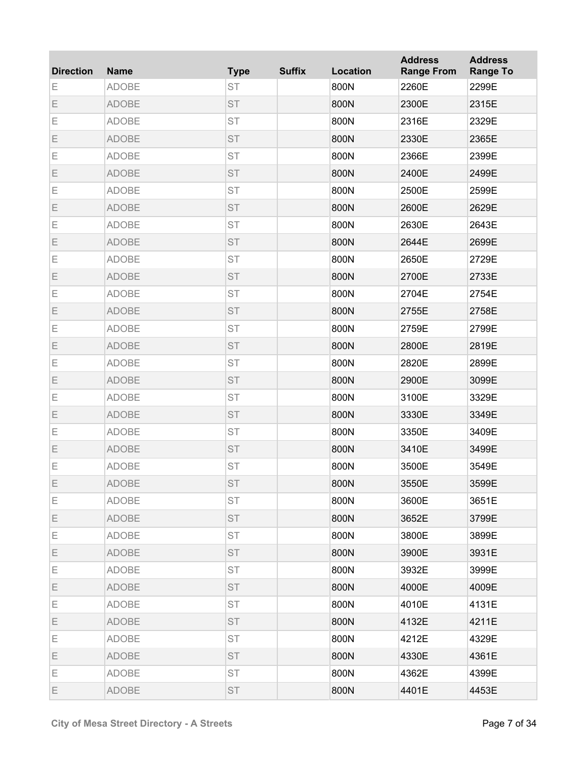| Direction | Name | Type | Suffix | Location | Address Range From | Address Range To |
|---|---|---|---|---|---|---|
| E | ADOBE | ST | | 800N | 2260E | 2299E |
| E | ADOBE | ST | | 800N | 2300E | 2315E |
| E | ADOBE | ST | | 800N | 2316E | 2329E |
| E | ADOBE | ST | | 800N | 2330E | 2365E |
| E | ADOBE | ST | | 800N | 2366E | 2399E |
| E | ADOBE | ST | | 800N | 2400E | 2499E |
| E | ADOBE | ST | | 800N | 2500E | 2599E |
| E | ADOBE | ST | | 800N | 2600E | 2629E |
| E | ADOBE | ST | | 800N | 2630E | 2643E |
| E | ADOBE | ST | | 800N | 2644E | 2699E |
| E | ADOBE | ST | | 800N | 2650E | 2729E |
| E | ADOBE | ST | | 800N | 2700E | 2733E |
| E | ADOBE | ST | | 800N | 2704E | 2754E |
| E | ADOBE | ST | | 800N | 2755E | 2758E |
| E | ADOBE | ST | | 800N | 2759E | 2799E |
| E | ADOBE | ST | | 800N | 2800E | 2819E |
| E | ADOBE | ST | | 800N | 2820E | 2899E |
| E | ADOBE | ST | | 800N | 2900E | 3099E |
| E | ADOBE | ST | | 800N | 3100E | 3329E |
| E | ADOBE | ST | | 800N | 3330E | 3349E |
| E | ADOBE | ST | | 800N | 3350E | 3409E |
| E | ADOBE | ST | | 800N | 3410E | 3499E |
| E | ADOBE | ST | | 800N | 3500E | 3549E |
| E | ADOBE | ST | | 800N | 3550E | 3599E |
| E | ADOBE | ST | | 800N | 3600E | 3651E |
| E | ADOBE | ST | | 800N | 3652E | 3799E |
| E | ADOBE | ST | | 800N | 3800E | 3899E |
| E | ADOBE | ST | | 800N | 3900E | 3931E |
| E | ADOBE | ST | | 800N | 3932E | 3999E |
| E | ADOBE | ST | | 800N | 4000E | 4009E |
| E | ADOBE | ST | | 800N | 4010E | 4131E |
| E | ADOBE | ST | | 800N | 4132E | 4211E |
| E | ADOBE | ST | | 800N | 4212E | 4329E |
| E | ADOBE | ST | | 800N | 4330E | 4361E |
| E | ADOBE | ST | | 800N | 4362E | 4399E |
| E | ADOBE | ST | | 800N | 4401E | 4453E |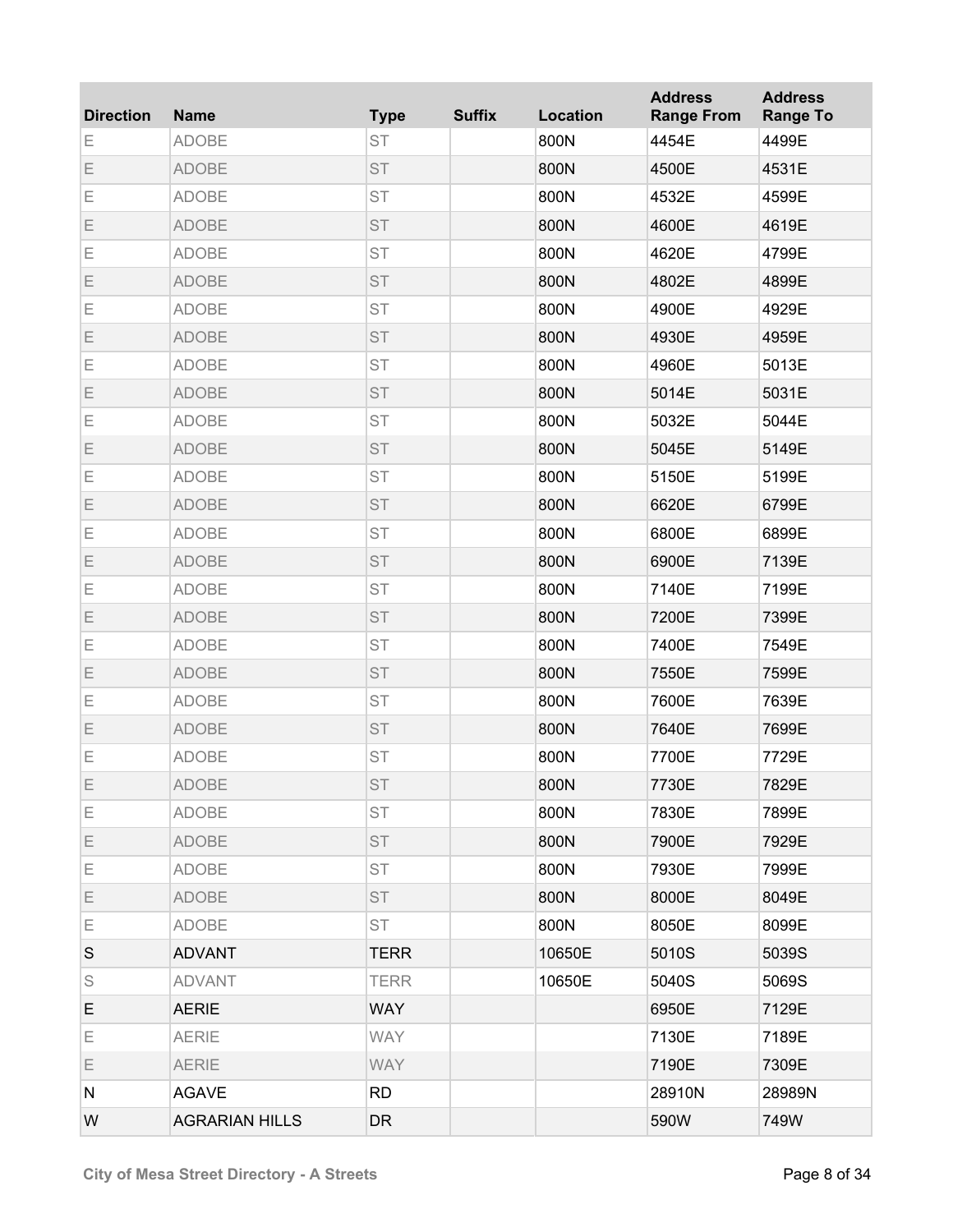| Direction | Name | Type | Suffix | Location | Address Range From | Address Range To |
|---|---|---|---|---|---|---|
| E | ADOBE | ST | | 800N | 4454E | 4499E |
| E | ADOBE | ST | | 800N | 4500E | 4531E |
| E | ADOBE | ST | | 800N | 4532E | 4599E |
| E | ADOBE | ST | | 800N | 4600E | 4619E |
| E | ADOBE | ST | | 800N | 4620E | 4799E |
| E | ADOBE | ST | | 800N | 4802E | 4899E |
| E | ADOBE | ST | | 800N | 4900E | 4929E |
| E | ADOBE | ST | | 800N | 4930E | 4959E |
| E | ADOBE | ST | | 800N | 4960E | 5013E |
| E | ADOBE | ST | | 800N | 5014E | 5031E |
| E | ADOBE | ST | | 800N | 5032E | 5044E |
| E | ADOBE | ST | | 800N | 5045E | 5149E |
| E | ADOBE | ST | | 800N | 5150E | 5199E |
| E | ADOBE | ST | | 800N | 6620E | 6799E |
| E | ADOBE | ST | | 800N | 6800E | 6899E |
| E | ADOBE | ST | | 800N | 6900E | 7139E |
| E | ADOBE | ST | | 800N | 7140E | 7199E |
| E | ADOBE | ST | | 800N | 7200E | 7399E |
| E | ADOBE | ST | | 800N | 7400E | 7549E |
| E | ADOBE | ST | | 800N | 7550E | 7599E |
| E | ADOBE | ST | | 800N | 7600E | 7639E |
| E | ADOBE | ST | | 800N | 7640E | 7699E |
| E | ADOBE | ST | | 800N | 7700E | 7729E |
| E | ADOBE | ST | | 800N | 7730E | 7829E |
| E | ADOBE | ST | | 800N | 7830E | 7899E |
| E | ADOBE | ST | | 800N | 7900E | 7929E |
| E | ADOBE | ST | | 800N | 7930E | 7999E |
| E | ADOBE | ST | | 800N | 8000E | 8049E |
| E | ADOBE | ST | | 800N | 8050E | 8099E |
| S | ADVANT | TERR | | 10650E | 5010S | 5039S |
| S | ADVANT | TERR | | 10650E | 5040S | 5069S |
| E | AERIE | WAY | | | 6950E | 7129E |
| E | AERIE | WAY | | | 7130E | 7189E |
| E | AERIE | WAY | | | 7190E | 7309E |
| N | AGAVE | RD | | | 28910N | 28989N |
| W | AGRARIAN HILLS | DR | | | 590W | 749W |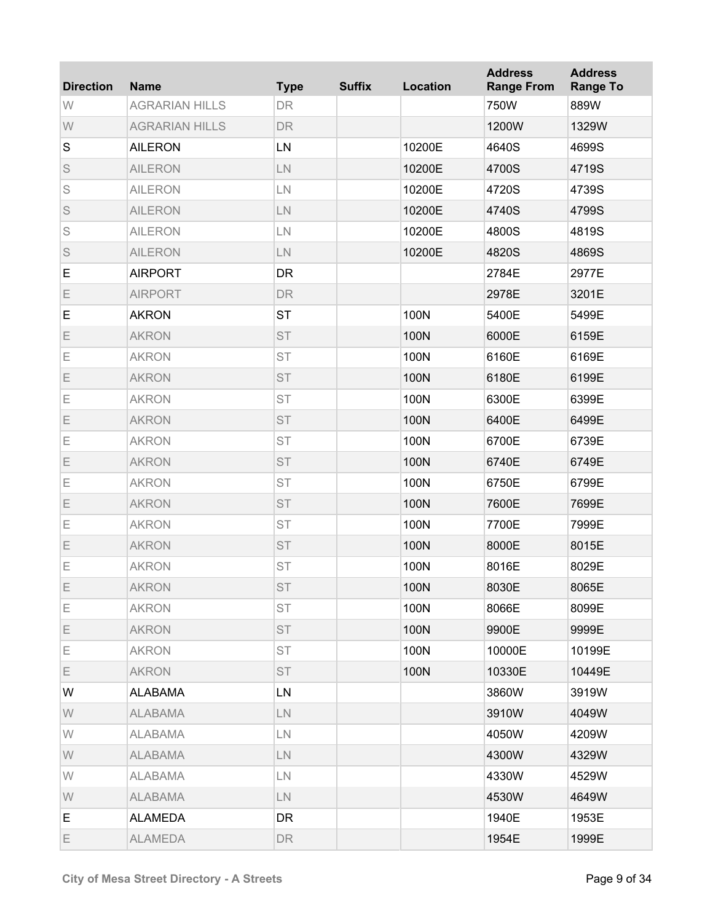| Direction | Name | Type | Suffix | Location | Address Range From | Address Range To |
|---|---|---|---|---|---|---|
| W | AGRARIAN HILLS | DR | | | 750W | 889W |
| W | AGRARIAN HILLS | DR | | | 1200W | 1329W |
| S | AILERON | LN | | 10200E | 4640S | 4699S |
| S | AILERON | LN | | 10200E | 4700S | 4719S |
| S | AILERON | LN | | 10200E | 4720S | 4739S |
| S | AILERON | LN | | 10200E | 4740S | 4799S |
| S | AILERON | LN | | 10200E | 4800S | 4819S |
| S | AILERON | LN | | 10200E | 4820S | 4869S |
| E | AIRPORT | DR | | | 2784E | 2977E |
| E | AIRPORT | DR | | | 2978E | 3201E |
| E | AKRON | ST | | 100N | 5400E | 5499E |
| E | AKRON | ST | | 100N | 6000E | 6159E |
| E | AKRON | ST | | 100N | 6160E | 6169E |
| E | AKRON | ST | | 100N | 6180E | 6199E |
| E | AKRON | ST | | 100N | 6300E | 6399E |
| E | AKRON | ST | | 100N | 6400E | 6499E |
| E | AKRON | ST | | 100N | 6700E | 6739E |
| E | AKRON | ST | | 100N | 6740E | 6749E |
| E | AKRON | ST | | 100N | 6750E | 6799E |
| E | AKRON | ST | | 100N | 7600E | 7699E |
| E | AKRON | ST | | 100N | 7700E | 7999E |
| E | AKRON | ST | | 100N | 8000E | 8015E |
| E | AKRON | ST | | 100N | 8016E | 8029E |
| E | AKRON | ST | | 100N | 8030E | 8065E |
| E | AKRON | ST | | 100N | 8066E | 8099E |
| E | AKRON | ST | | 100N | 9900E | 9999E |
| E | AKRON | ST | | 100N | 10000E | 10199E |
| E | AKRON | ST | | 100N | 10330E | 10449E |
| W | ALABAMA | LN | | | 3860W | 3919W |
| W | ALABAMA | LN | | | 3910W | 4049W |
| W | ALABAMA | LN | | | 4050W | 4209W |
| W | ALABAMA | LN | | | 4300W | 4329W |
| W | ALABAMA | LN | | | 4330W | 4529W |
| W | ALABAMA | LN | | | 4530W | 4649W |
| E | ALAMEDA | DR | | | 1940E | 1953E |
| E | ALAMEDA | DR | | | 1954E | 1999E |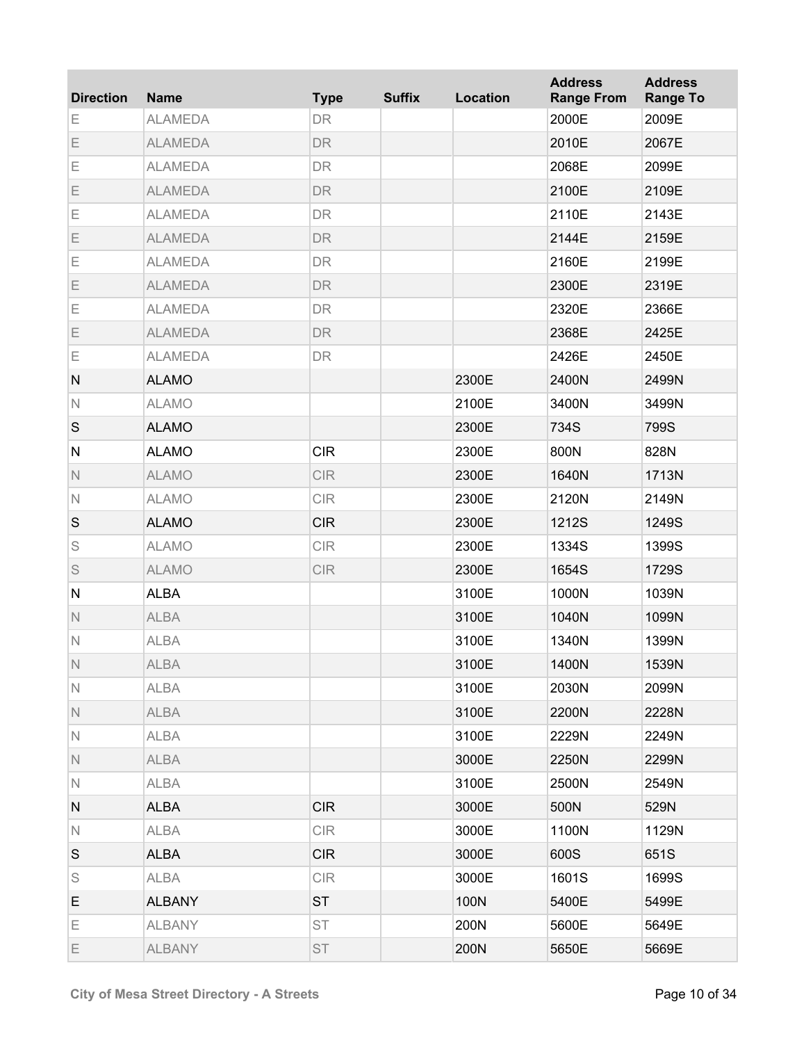| Direction | Name | Type | Suffix | Location | Address Range From | Address Range To |
|---|---|---|---|---|---|---|
| E | ALAMEDA | DR | | | 2000E | 2009E |
| E | ALAMEDA | DR | | | 2010E | 2067E |
| E | ALAMEDA | DR | | | 2068E | 2099E |
| E | ALAMEDA | DR | | | 2100E | 2109E |
| E | ALAMEDA | DR | | | 2110E | 2143E |
| E | ALAMEDA | DR | | | 2144E | 2159E |
| E | ALAMEDA | DR | | | 2160E | 2199E |
| E | ALAMEDA | DR | | | 2300E | 2319E |
| E | ALAMEDA | DR | | | 2320E | 2366E |
| E | ALAMEDA | DR | | | 2368E | 2425E |
| E | ALAMEDA | DR | | | 2426E | 2450E |
| N | ALAMO | | | 2300E | 2400N | 2499N |
| N | ALAMO | | | 2100E | 3400N | 3499N |
| S | ALAMO | | | 2300E | 734S | 799S |
| N | ALAMO | CIR | | 2300E | 800N | 828N |
| N | ALAMO | CIR | | 2300E | 1640N | 1713N |
| N | ALAMO | CIR | | 2300E | 2120N | 2149N |
| S | ALAMO | CIR | | 2300E | 1212S | 1249S |
| S | ALAMO | CIR | | 2300E | 1334S | 1399S |
| S | ALAMO | CIR | | 2300E | 1654S | 1729S |
| N | ALBA | | | 3100E | 1000N | 1039N |
| N | ALBA | | | 3100E | 1040N | 1099N |
| N | ALBA | | | 3100E | 1340N | 1399N |
| N | ALBA | | | 3100E | 1400N | 1539N |
| N | ALBA | | | 3100E | 2030N | 2099N |
| N | ALBA | | | 3100E | 2200N | 2228N |
| N | ALBA | | | 3100E | 2229N | 2249N |
| N | ALBA | | | 3000E | 2250N | 2299N |
| N | ALBA | | | 3100E | 2500N | 2549N |
| N | ALBA | CIR | | 3000E | 500N | 529N |
| N | ALBA | CIR | | 3000E | 1100N | 1129N |
| S | ALBA | CIR | | 3000E | 600S | 651S |
| S | ALBA | CIR | | 3000E | 1601S | 1699S |
| E | ALBANY | ST | | 100N | 5400E | 5499E |
| E | ALBANY | ST | | 200N | 5600E | 5649E |
| E | ALBANY | ST | | 200N | 5650E | 5669E |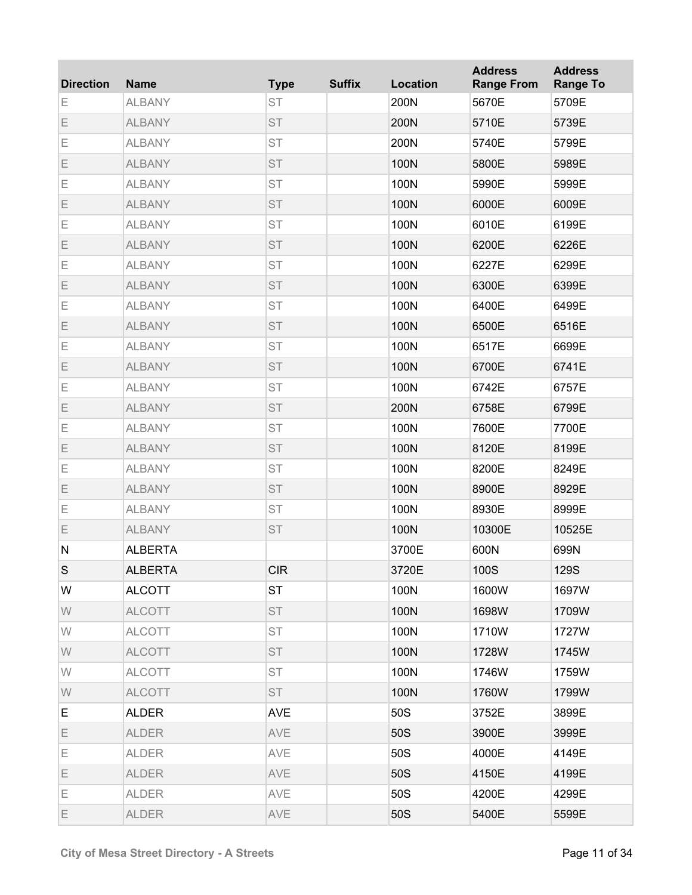| Direction | Name | Type | Suffix | Location | Address Range From | Address Range To |
|---|---|---|---|---|---|---|
| E | ALBANY | ST | | 200N | 5670E | 5709E |
| E | ALBANY | ST | | 200N | 5710E | 5739E |
| E | ALBANY | ST | | 200N | 5740E | 5799E |
| E | ALBANY | ST | | 100N | 5800E | 5989E |
| E | ALBANY | ST | | 100N | 5990E | 5999E |
| E | ALBANY | ST | | 100N | 6000E | 6009E |
| E | ALBANY | ST | | 100N | 6010E | 6199E |
| E | ALBANY | ST | | 100N | 6200E | 6226E |
| E | ALBANY | ST | | 100N | 6227E | 6299E |
| E | ALBANY | ST | | 100N | 6300E | 6399E |
| E | ALBANY | ST | | 100N | 6400E | 6499E |
| E | ALBANY | ST | | 100N | 6500E | 6516E |
| E | ALBANY | ST | | 100N | 6517E | 6699E |
| E | ALBANY | ST | | 100N | 6700E | 6741E |
| E | ALBANY | ST | | 100N | 6742E | 6757E |
| E | ALBANY | ST | | 200N | 6758E | 6799E |
| E | ALBANY | ST | | 100N | 7600E | 7700E |
| E | ALBANY | ST | | 100N | 8120E | 8199E |
| E | ALBANY | ST | | 100N | 8200E | 8249E |
| E | ALBANY | ST | | 100N | 8900E | 8929E |
| E | ALBANY | ST | | 100N | 8930E | 8999E |
| E | ALBANY | ST | | 100N | 10300E | 10525E |
| N | ALBERTA | | | 3700E | 600N | 699N |
| S | ALBERTA | CIR | | 3720E | 100S | 129S |
| W | ALCOTT | ST | | 100N | 1600W | 1697W |
| W | ALCOTT | ST | | 100N | 1698W | 1709W |
| W | ALCOTT | ST | | 100N | 1710W | 1727W |
| W | ALCOTT | ST | | 100N | 1728W | 1745W |
| W | ALCOTT | ST | | 100N | 1746W | 1759W |
| W | ALCOTT | ST | | 100N | 1760W | 1799W |
| E | ALDER | AVE | | 50S | 3752E | 3899E |
| E | ALDER | AVE | | 50S | 3900E | 3999E |
| E | ALDER | AVE | | 50S | 4000E | 4149E |
| E | ALDER | AVE | | 50S | 4150E | 4199E |
| E | ALDER | AVE | | 50S | 4200E | 4299E |
| E | ALDER | AVE | | 50S | 5400E | 5599E |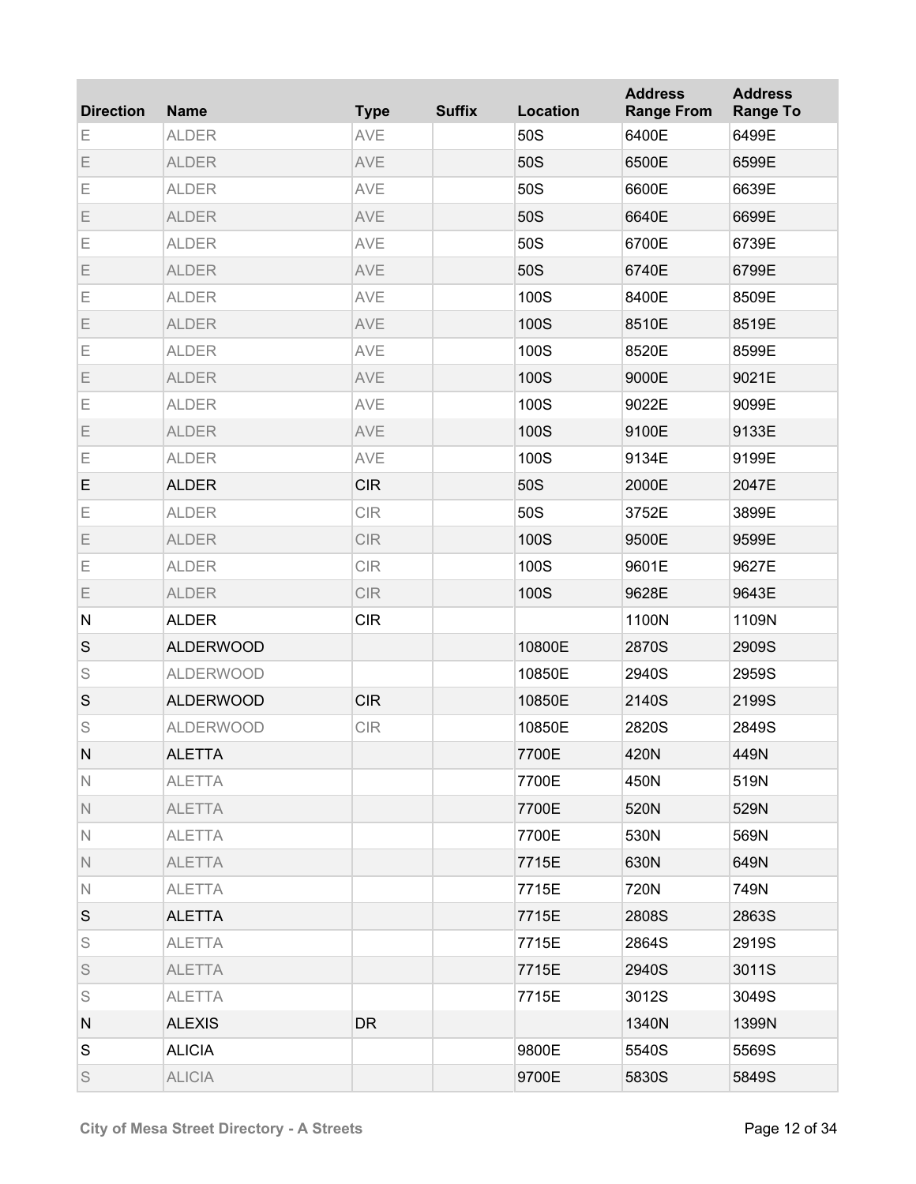| Direction | Name | Type | Suffix | Location | Address Range From | Address Range To |
|---|---|---|---|---|---|---|
| E | ALDER | AVE | | 50S | 6400E | 6499E |
| E | ALDER | AVE | | 50S | 6500E | 6599E |
| E | ALDER | AVE | | 50S | 6600E | 6639E |
| E | ALDER | AVE | | 50S | 6640E | 6699E |
| E | ALDER | AVE | | 50S | 6700E | 6739E |
| E | ALDER | AVE | | 50S | 6740E | 6799E |
| E | ALDER | AVE | | 100S | 8400E | 8509E |
| E | ALDER | AVE | | 100S | 8510E | 8519E |
| E | ALDER | AVE | | 100S | 8520E | 8599E |
| E | ALDER | AVE | | 100S | 9000E | 9021E |
| E | ALDER | AVE | | 100S | 9022E | 9099E |
| E | ALDER | AVE | | 100S | 9100E | 9133E |
| E | ALDER | AVE | | 100S | 9134E | 9199E |
| E | ALDER | CIR | | 50S | 2000E | 2047E |
| E | ALDER | CIR | | 50S | 3752E | 3899E |
| E | ALDER | CIR | | 100S | 9500E | 9599E |
| E | ALDER | CIR | | 100S | 9601E | 9627E |
| E | ALDER | CIR | | 100S | 9628E | 9643E |
| N | ALDER | CIR | | | 1100N | 1109N |
| S | ALDERWOOD | | | 10800E | 2870S | 2909S |
| S | ALDERWOOD | | | 10850E | 2940S | 2959S |
| S | ALDERWOOD | CIR | | 10850E | 2140S | 2199S |
| S | ALDERWOOD | CIR | | 10850E | 2820S | 2849S |
| N | ALETTA | | | 7700E | 420N | 449N |
| N | ALETTA | | | 7700E | 450N | 519N |
| N | ALETTA | | | 7700E | 520N | 529N |
| N | ALETTA | | | 7700E | 530N | 569N |
| N | ALETTA | | | 7715E | 630N | 649N |
| N | ALETTA | | | 7715E | 720N | 749N |
| S | ALETTA | | | 7715E | 2808S | 2863S |
| S | ALETTA | | | 7715E | 2864S | 2919S |
| S | ALETTA | | | 7715E | 2940S | 3011S |
| S | ALETTA | | | 7715E | 3012S | 3049S |
| N | ALEXIS | DR | | | 1340N | 1399N |
| S | ALICIA | | | 9800E | 5540S | 5569S |
| S | ALICIA | | | 9700E | 5830S | 5849S |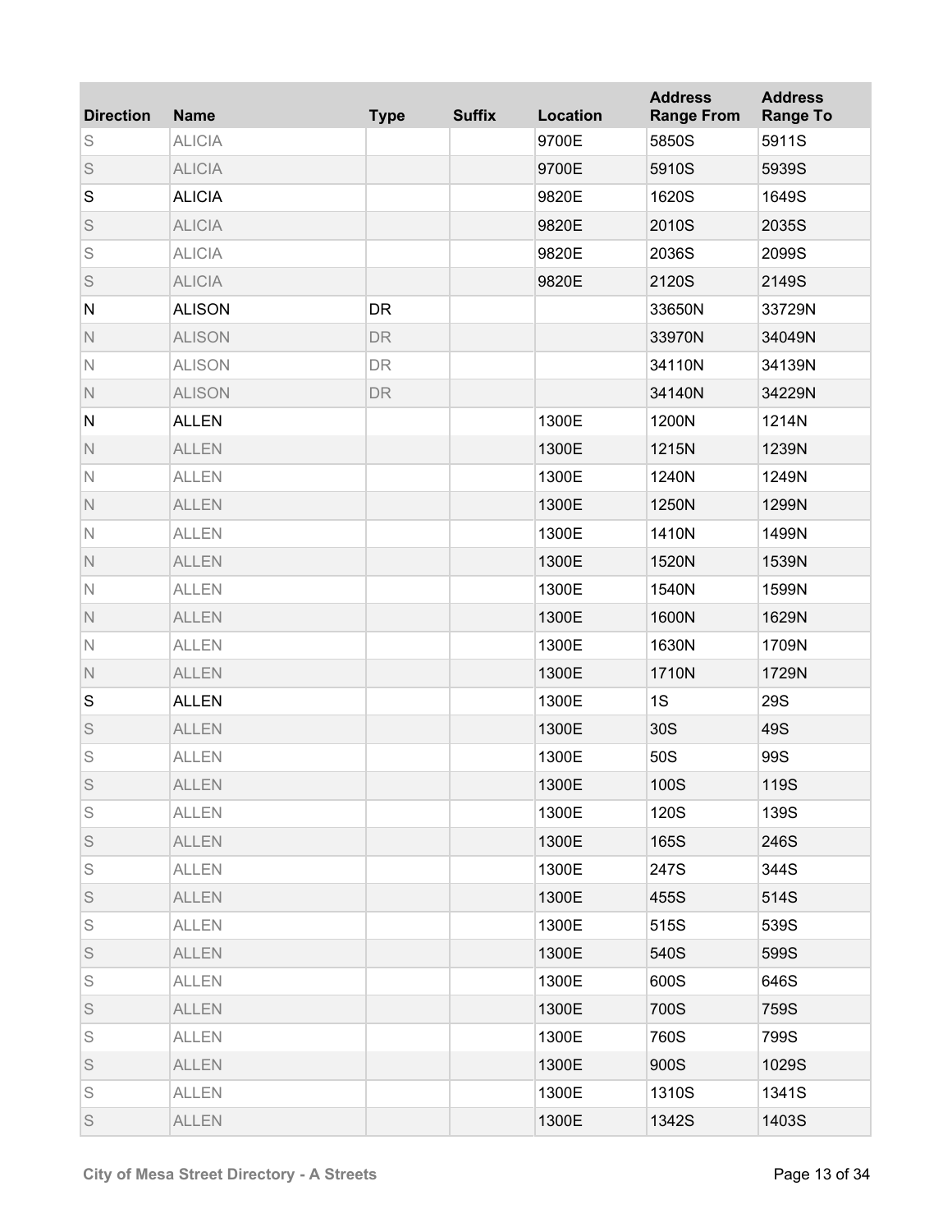| Direction | Name | Type | Suffix | Location | Address Range From | Address Range To |
|---|---|---|---|---|---|---|
| S | ALICIA | | | 9700E | 5850S | 5911S |
| S | ALICIA | | | 9700E | 5910S | 5939S |
| S | ALICIA | | | 9820E | 1620S | 1649S |
| S | ALICIA | | | 9820E | 2010S | 2035S |
| S | ALICIA | | | 9820E | 2036S | 2099S |
| S | ALICIA | | | 9820E | 2120S | 2149S |
| N | ALISON | DR | | | 33650N | 33729N |
| N | ALISON | DR | | | 33970N | 34049N |
| N | ALISON | DR | | | 34110N | 34139N |
| N | ALISON | DR | | | 34140N | 34229N |
| N | ALLEN | | | 1300E | 1200N | 1214N |
| N | ALLEN | | | 1300E | 1215N | 1239N |
| N | ALLEN | | | 1300E | 1240N | 1249N |
| N | ALLEN | | | 1300E | 1250N | 1299N |
| N | ALLEN | | | 1300E | 1410N | 1499N |
| N | ALLEN | | | 1300E | 1520N | 1539N |
| N | ALLEN | | | 1300E | 1540N | 1599N |
| N | ALLEN | | | 1300E | 1600N | 1629N |
| N | ALLEN | | | 1300E | 1630N | 1709N |
| N | ALLEN | | | 1300E | 1710N | 1729N |
| S | ALLEN | | | 1300E | 1S | 29S |
| S | ALLEN | | | 1300E | 30S | 49S |
| S | ALLEN | | | 1300E | 50S | 99S |
| S | ALLEN | | | 1300E | 100S | 119S |
| S | ALLEN | | | 1300E | 120S | 139S |
| S | ALLEN | | | 1300E | 165S | 246S |
| S | ALLEN | | | 1300E | 247S | 344S |
| S | ALLEN | | | 1300E | 455S | 514S |
| S | ALLEN | | | 1300E | 515S | 539S |
| S | ALLEN | | | 1300E | 540S | 599S |
| S | ALLEN | | | 1300E | 600S | 646S |
| S | ALLEN | | | 1300E | 700S | 759S |
| S | ALLEN | | | 1300E | 760S | 799S |
| S | ALLEN | | | 1300E | 900S | 1029S |
| S | ALLEN | | | 1300E | 1310S | 1341S |
| S | ALLEN | | | 1300E | 1342S | 1403S |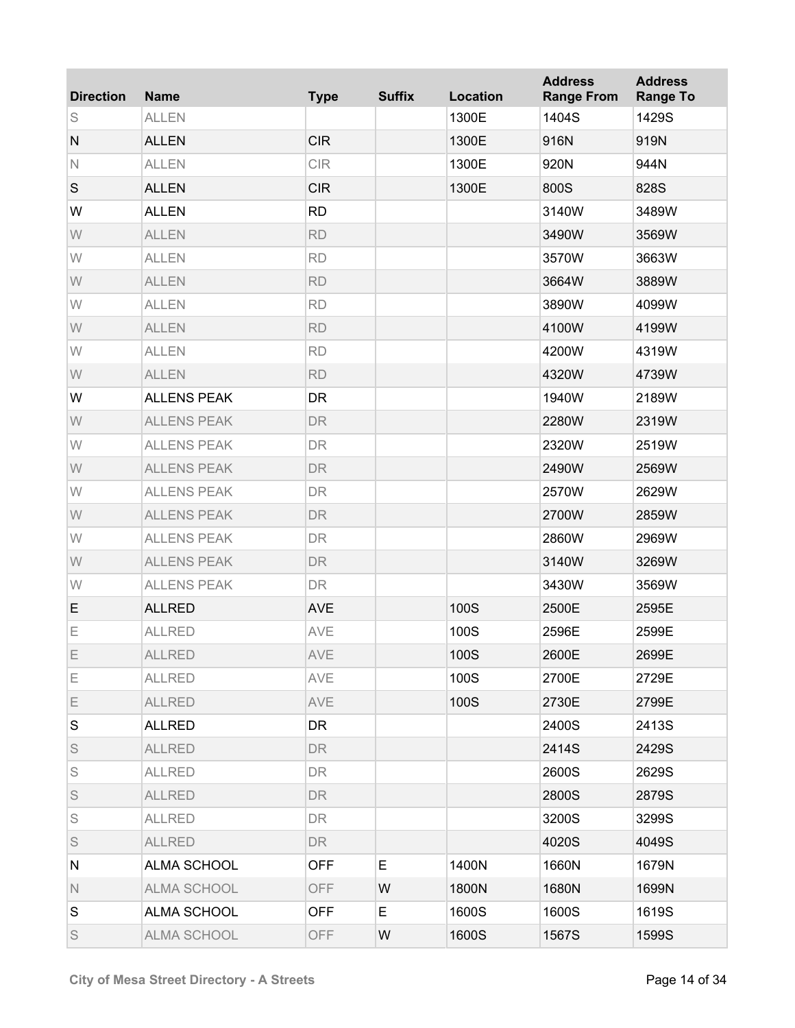| Direction | Name | Type | Suffix | Location | Address Range From | Address Range To |
|---|---|---|---|---|---|---|
| S | ALLEN | | | 1300E | 1404S | 1429S |
| N | ALLEN | CIR | | 1300E | 916N | 919N |
| N | ALLEN | CIR | | 1300E | 920N | 944N |
| S | ALLEN | CIR | | 1300E | 800S | 828S |
| W | ALLEN | RD | | | 3140W | 3489W |
| W | ALLEN | RD | | | 3490W | 3569W |
| W | ALLEN | RD | | | 3570W | 3663W |
| W | ALLEN | RD | | | 3664W | 3889W |
| W | ALLEN | RD | | | 3890W | 4099W |
| W | ALLEN | RD | | | 4100W | 4199W |
| W | ALLEN | RD | | | 4200W | 4319W |
| W | ALLEN | RD | | | 4320W | 4739W |
| W | ALLENS PEAK | DR | | | 1940W | 2189W |
| W | ALLENS PEAK | DR | | | 2280W | 2319W |
| W | ALLENS PEAK | DR | | | 2320W | 2519W |
| W | ALLENS PEAK | DR | | | 2490W | 2569W |
| W | ALLENS PEAK | DR | | | 2570W | 2629W |
| W | ALLENS PEAK | DR | | | 2700W | 2859W |
| W | ALLENS PEAK | DR | | | 2860W | 2969W |
| W | ALLENS PEAK | DR | | | 3140W | 3269W |
| W | ALLENS PEAK | DR | | | 3430W | 3569W |
| E | ALLRED | AVE | | 100S | 2500E | 2595E |
| E | ALLRED | AVE | | 100S | 2596E | 2599E |
| E | ALLRED | AVE | | 100S | 2600E | 2699E |
| E | ALLRED | AVE | | 100S | 2700E | 2729E |
| E | ALLRED | AVE | | 100S | 2730E | 2799E |
| S | ALLRED | DR | | | 2400S | 2413S |
| S | ALLRED | DR | | | 2414S | 2429S |
| S | ALLRED | DR | | | 2600S | 2629S |
| S | ALLRED | DR | | | 2800S | 2879S |
| S | ALLRED | DR | | | 3200S | 3299S |
| S | ALLRED | DR | | | 4020S | 4049S |
| N | ALMA SCHOOL | OFF | E | 1400N | 1660N | 1679N |
| N | ALMA SCHOOL | OFF | W | 1800N | 1680N | 1699N |
| S | ALMA SCHOOL | OFF | E | 1600S | 1600S | 1619S |
| S | ALMA SCHOOL | OFF | W | 1600S | 1567S | 1599S |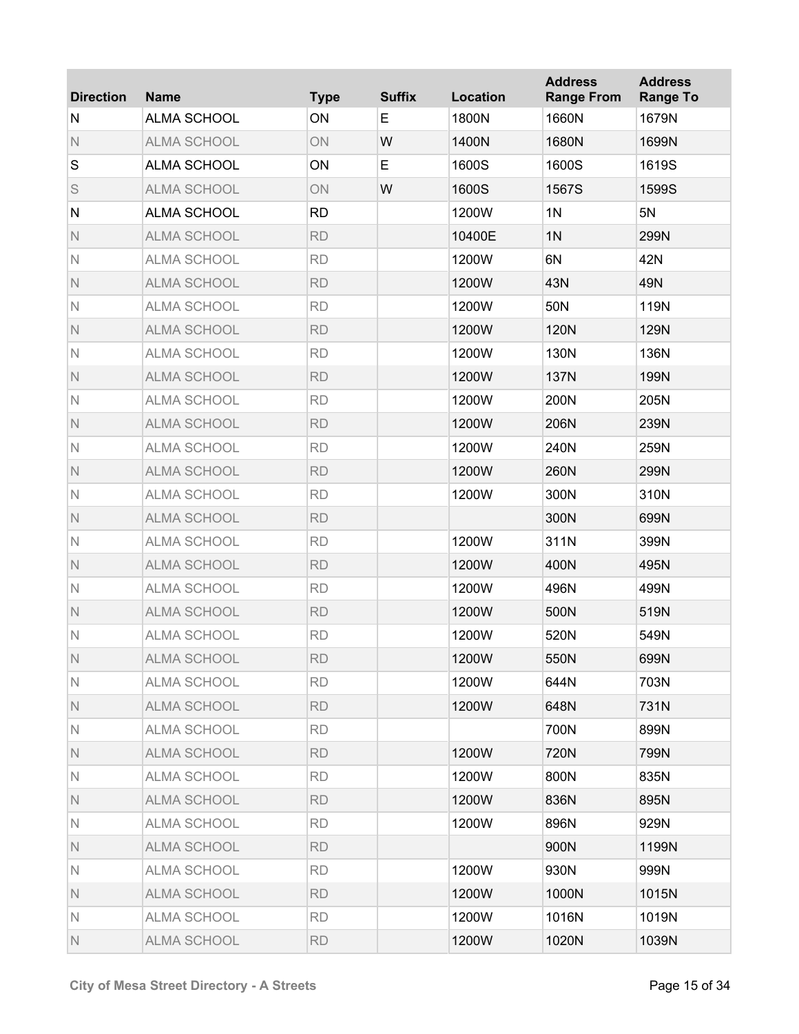| Direction | Name | Type | Suffix | Location | Address Range From | Address Range To |
|---|---|---|---|---|---|---|
| N | ALMA SCHOOL | ON | E | 1800N | 1660N | 1679N |
| N | ALMA SCHOOL | ON | W | 1400N | 1680N | 1699N |
| S | ALMA SCHOOL | ON | E | 1600S | 1600S | 1619S |
| S | ALMA SCHOOL | ON | W | 1600S | 1567S | 1599S |
| N | ALMA SCHOOL | RD | | 1200W | 1N | 5N |
| N | ALMA SCHOOL | RD | | 10400E | 1N | 299N |
| N | ALMA SCHOOL | RD | | 1200W | 6N | 42N |
| N | ALMA SCHOOL | RD | | 1200W | 43N | 49N |
| N | ALMA SCHOOL | RD | | 1200W | 50N | 119N |
| N | ALMA SCHOOL | RD | | 1200W | 120N | 129N |
| N | ALMA SCHOOL | RD | | 1200W | 130N | 136N |
| N | ALMA SCHOOL | RD | | 1200W | 137N | 199N |
| N | ALMA SCHOOL | RD | | 1200W | 200N | 205N |
| N | ALMA SCHOOL | RD | | 1200W | 206N | 239N |
| N | ALMA SCHOOL | RD | | 1200W | 240N | 259N |
| N | ALMA SCHOOL | RD | | 1200W | 260N | 299N |
| N | ALMA SCHOOL | RD | | 1200W | 300N | 310N |
| N | ALMA SCHOOL | RD | | | 300N | 699N |
| N | ALMA SCHOOL | RD | | 1200W | 311N | 399N |
| N | ALMA SCHOOL | RD | | 1200W | 400N | 495N |
| N | ALMA SCHOOL | RD | | 1200W | 496N | 499N |
| N | ALMA SCHOOL | RD | | 1200W | 500N | 519N |
| N | ALMA SCHOOL | RD | | 1200W | 520N | 549N |
| N | ALMA SCHOOL | RD | | 1200W | 550N | 699N |
| N | ALMA SCHOOL | RD | | 1200W | 644N | 703N |
| N | ALMA SCHOOL | RD | | 1200W | 648N | 731N |
| N | ALMA SCHOOL | RD | | | 700N | 899N |
| N | ALMA SCHOOL | RD | | 1200W | 720N | 799N |
| N | ALMA SCHOOL | RD | | 1200W | 800N | 835N |
| N | ALMA SCHOOL | RD | | 1200W | 836N | 895N |
| N | ALMA SCHOOL | RD | | 1200W | 896N | 929N |
| N | ALMA SCHOOL | RD | | | 900N | 1199N |
| N | ALMA SCHOOL | RD | | 1200W | 930N | 999N |
| N | ALMA SCHOOL | RD | | 1200W | 1000N | 1015N |
| N | ALMA SCHOOL | RD | | 1200W | 1016N | 1019N |
| N | ALMA SCHOOL | RD | | 1200W | 1020N | 1039N |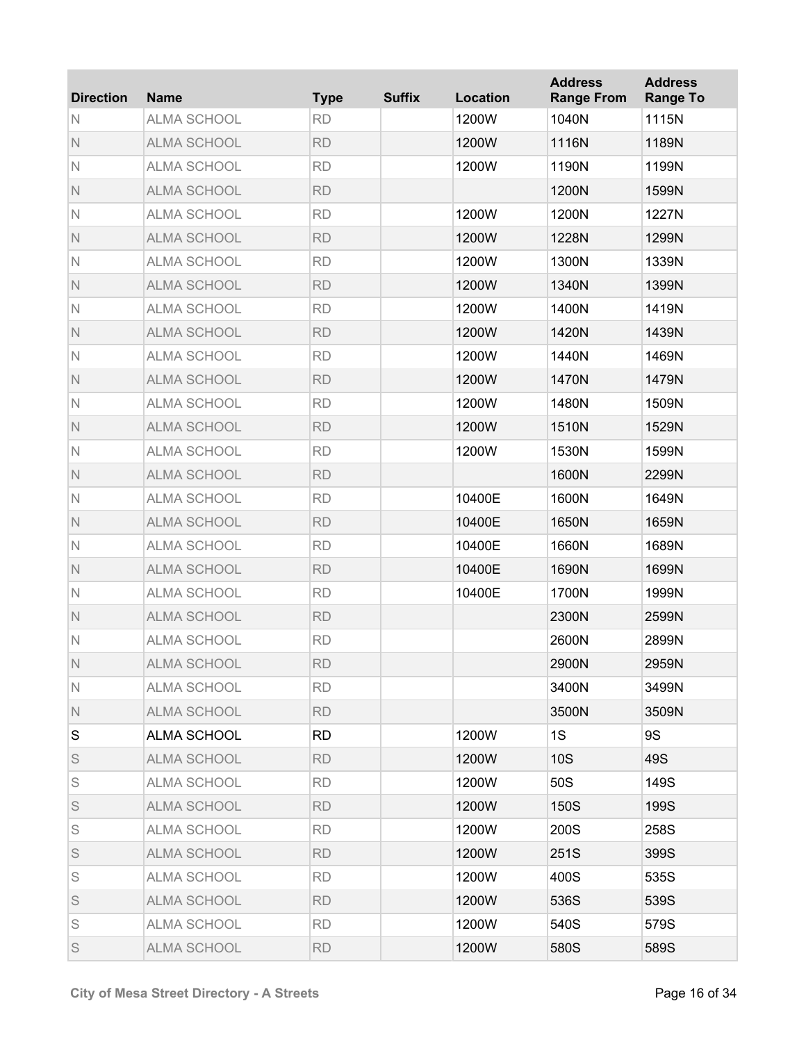| Direction | Name | Type | Suffix | Location | Address Range From | Address Range To |
|---|---|---|---|---|---|---|
| N | ALMA SCHOOL | RD | | 1200W | 1040N | 1115N |
| N | ALMA SCHOOL | RD | | 1200W | 1116N | 1189N |
| N | ALMA SCHOOL | RD | | 1200W | 1190N | 1199N |
| N | ALMA SCHOOL | RD | | | 1200N | 1599N |
| N | ALMA SCHOOL | RD | | 1200W | 1200N | 1227N |
| N | ALMA SCHOOL | RD | | 1200W | 1228N | 1299N |
| N | ALMA SCHOOL | RD | | 1200W | 1300N | 1339N |
| N | ALMA SCHOOL | RD | | 1200W | 1340N | 1399N |
| N | ALMA SCHOOL | RD | | 1200W | 1400N | 1419N |
| N | ALMA SCHOOL | RD | | 1200W | 1420N | 1439N |
| N | ALMA SCHOOL | RD | | 1200W | 1440N | 1469N |
| N | ALMA SCHOOL | RD | | 1200W | 1470N | 1479N |
| N | ALMA SCHOOL | RD | | 1200W | 1480N | 1509N |
| N | ALMA SCHOOL | RD | | 1200W | 1510N | 1529N |
| N | ALMA SCHOOL | RD | | 1200W | 1530N | 1599N |
| N | ALMA SCHOOL | RD | | | 1600N | 2299N |
| N | ALMA SCHOOL | RD | | 10400E | 1600N | 1649N |
| N | ALMA SCHOOL | RD | | 10400E | 1650N | 1659N |
| N | ALMA SCHOOL | RD | | 10400E | 1660N | 1689N |
| N | ALMA SCHOOL | RD | | 10400E | 1690N | 1699N |
| N | ALMA SCHOOL | RD | | 10400E | 1700N | 1999N |
| N | ALMA SCHOOL | RD | | | 2300N | 2599N |
| N | ALMA SCHOOL | RD | | | 2600N | 2899N |
| N | ALMA SCHOOL | RD | | | 2900N | 2959N |
| N | ALMA SCHOOL | RD | | | 3400N | 3499N |
| N | ALMA SCHOOL | RD | | | 3500N | 3509N |
| S | ALMA SCHOOL | RD | | 1200W | 1S | 9S |
| S | ALMA SCHOOL | RD | | 1200W | 10S | 49S |
| S | ALMA SCHOOL | RD | | 1200W | 50S | 149S |
| S | ALMA SCHOOL | RD | | 1200W | 150S | 199S |
| S | ALMA SCHOOL | RD | | 1200W | 200S | 258S |
| S | ALMA SCHOOL | RD | | 1200W | 251S | 399S |
| S | ALMA SCHOOL | RD | | 1200W | 400S | 535S |
| S | ALMA SCHOOL | RD | | 1200W | 536S | 539S |
| S | ALMA SCHOOL | RD | | 1200W | 540S | 579S |
| S | ALMA SCHOOL | RD | | 1200W | 580S | 589S |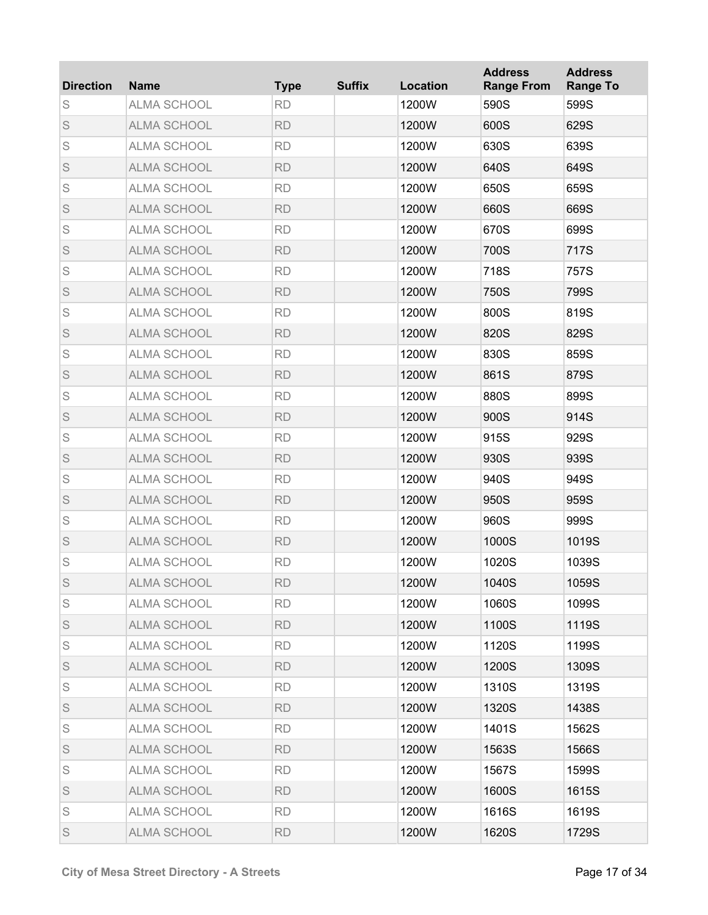| Direction | Name | Type | Suffix | Location | Address Range From | Address Range To |
|---|---|---|---|---|---|---|
| S | ALMA SCHOOL | RD | | 1200W | 590S | 599S |
| S | ALMA SCHOOL | RD | | 1200W | 600S | 629S |
| S | ALMA SCHOOL | RD | | 1200W | 630S | 639S |
| S | ALMA SCHOOL | RD | | 1200W | 640S | 649S |
| S | ALMA SCHOOL | RD | | 1200W | 650S | 659S |
| S | ALMA SCHOOL | RD | | 1200W | 660S | 669S |
| S | ALMA SCHOOL | RD | | 1200W | 670S | 699S |
| S | ALMA SCHOOL | RD | | 1200W | 700S | 717S |
| S | ALMA SCHOOL | RD | | 1200W | 718S | 757S |
| S | ALMA SCHOOL | RD | | 1200W | 750S | 799S |
| S | ALMA SCHOOL | RD | | 1200W | 800S | 819S |
| S | ALMA SCHOOL | RD | | 1200W | 820S | 829S |
| S | ALMA SCHOOL | RD | | 1200W | 830S | 859S |
| S | ALMA SCHOOL | RD | | 1200W | 861S | 879S |
| S | ALMA SCHOOL | RD | | 1200W | 880S | 899S |
| S | ALMA SCHOOL | RD | | 1200W | 900S | 914S |
| S | ALMA SCHOOL | RD | | 1200W | 915S | 929S |
| S | ALMA SCHOOL | RD | | 1200W | 930S | 939S |
| S | ALMA SCHOOL | RD | | 1200W | 940S | 949S |
| S | ALMA SCHOOL | RD | | 1200W | 950S | 959S |
| S | ALMA SCHOOL | RD | | 1200W | 960S | 999S |
| S | ALMA SCHOOL | RD | | 1200W | 1000S | 1019S |
| S | ALMA SCHOOL | RD | | 1200W | 1020S | 1039S |
| S | ALMA SCHOOL | RD | | 1200W | 1040S | 1059S |
| S | ALMA SCHOOL | RD | | 1200W | 1060S | 1099S |
| S | ALMA SCHOOL | RD | | 1200W | 1100S | 1119S |
| S | ALMA SCHOOL | RD | | 1200W | 1120S | 1199S |
| S | ALMA SCHOOL | RD | | 1200W | 1200S | 1309S |
| S | ALMA SCHOOL | RD | | 1200W | 1310S | 1319S |
| S | ALMA SCHOOL | RD | | 1200W | 1320S | 1438S |
| S | ALMA SCHOOL | RD | | 1200W | 1401S | 1562S |
| S | ALMA SCHOOL | RD | | 1200W | 1563S | 1566S |
| S | ALMA SCHOOL | RD | | 1200W | 1567S | 1599S |
| S | ALMA SCHOOL | RD | | 1200W | 1600S | 1615S |
| S | ALMA SCHOOL | RD | | 1200W | 1616S | 1619S |
| S | ALMA SCHOOL | RD | | 1200W | 1620S | 1729S |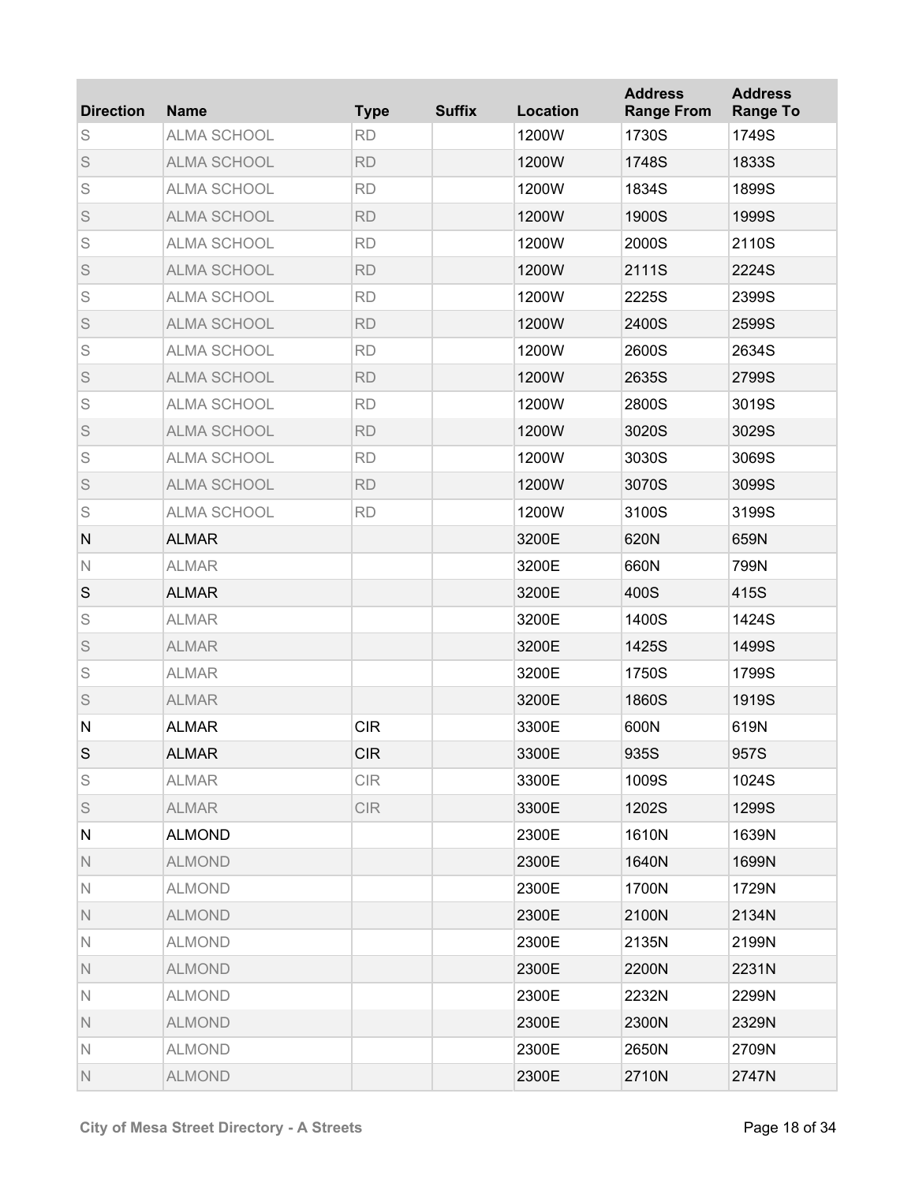| Direction | Name | Type | Suffix | Location | Address Range From | Address Range To |
|---|---|---|---|---|---|---|
| S | ALMA SCHOOL | RD | | 1200W | 1730S | 1749S |
| S | ALMA SCHOOL | RD | | 1200W | 1748S | 1833S |
| S | ALMA SCHOOL | RD | | 1200W | 1834S | 1899S |
| S | ALMA SCHOOL | RD | | 1200W | 1900S | 1999S |
| S | ALMA SCHOOL | RD | | 1200W | 2000S | 2110S |
| S | ALMA SCHOOL | RD | | 1200W | 2111S | 2224S |
| S | ALMA SCHOOL | RD | | 1200W | 2225S | 2399S |
| S | ALMA SCHOOL | RD | | 1200W | 2400S | 2599S |
| S | ALMA SCHOOL | RD | | 1200W | 2600S | 2634S |
| S | ALMA SCHOOL | RD | | 1200W | 2635S | 2799S |
| S | ALMA SCHOOL | RD | | 1200W | 2800S | 3019S |
| S | ALMA SCHOOL | RD | | 1200W | 3020S | 3029S |
| S | ALMA SCHOOL | RD | | 1200W | 3030S | 3069S |
| S | ALMA SCHOOL | RD | | 1200W | 3070S | 3099S |
| S | ALMA SCHOOL | RD | | 1200W | 3100S | 3199S |
| N | ALMAR | | | 3200E | 620N | 659N |
| N | ALMAR | | | 3200E | 660N | 799N |
| S | ALMAR | | | 3200E | 400S | 415S |
| S | ALMAR | | | 3200E | 1400S | 1424S |
| S | ALMAR | | | 3200E | 1425S | 1499S |
| S | ALMAR | | | 3200E | 1750S | 1799S |
| S | ALMAR | | | 3200E | 1860S | 1919S |
| N | ALMAR | CIR | | 3300E | 600N | 619N |
| S | ALMAR | CIR | | 3300E | 935S | 957S |
| S | ALMAR | CIR | | 3300E | 1009S | 1024S |
| S | ALMAR | CIR | | 3300E | 1202S | 1299S |
| N | ALMOND | | | 2300E | 1610N | 1639N |
| N | ALMOND | | | 2300E | 1640N | 1699N |
| N | ALMOND | | | 2300E | 1700N | 1729N |
| N | ALMOND | | | 2300E | 2100N | 2134N |
| N | ALMOND | | | 2300E | 2135N | 2199N |
| N | ALMOND | | | 2300E | 2200N | 2231N |
| N | ALMOND | | | 2300E | 2232N | 2299N |
| N | ALMOND | | | 2300E | 2300N | 2329N |
| N | ALMOND | | | 2300E | 2650N | 2709N |
| N | ALMOND | | | 2300E | 2710N | 2747N |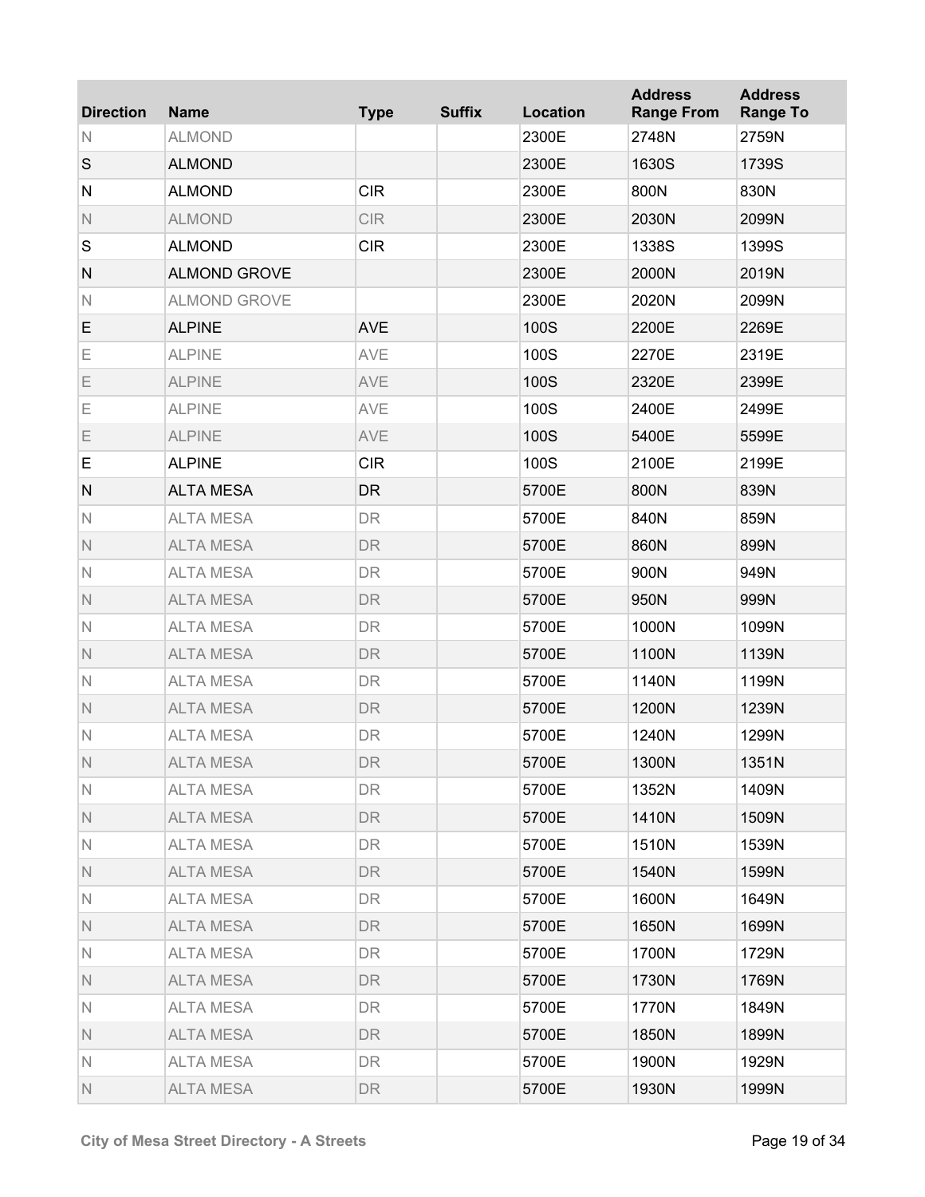| Direction | Name | Type | Suffix | Location | Address Range From | Address Range To |
|---|---|---|---|---|---|---|
| N | ALMOND | | | 2300E | 2748N | 2759N |
| S | ALMOND | | | 2300E | 1630S | 1739S |
| N | ALMOND | CIR | | 2300E | 800N | 830N |
| N | ALMOND | CIR | | 2300E | 2030N | 2099N |
| S | ALMOND | CIR | | 2300E | 1338S | 1399S |
| N | ALMOND GROVE | | | 2300E | 2000N | 2019N |
| N | ALMOND GROVE | | | 2300E | 2020N | 2099N |
| E | ALPINE | AVE | | 100S | 2200E | 2269E |
| E | ALPINE | AVE | | 100S | 2270E | 2319E |
| E | ALPINE | AVE | | 100S | 2320E | 2399E |
| E | ALPINE | AVE | | 100S | 2400E | 2499E |
| E | ALPINE | AVE | | 100S | 5400E | 5599E |
| E | ALPINE | CIR | | 100S | 2100E | 2199E |
| N | ALTA MESA | DR | | 5700E | 800N | 839N |
| N | ALTA MESA | DR | | 5700E | 840N | 859N |
| N | ALTA MESA | DR | | 5700E | 860N | 899N |
| N | ALTA MESA | DR | | 5700E | 900N | 949N |
| N | ALTA MESA | DR | | 5700E | 950N | 999N |
| N | ALTA MESA | DR | | 5700E | 1000N | 1099N |
| N | ALTA MESA | DR | | 5700E | 1100N | 1139N |
| N | ALTA MESA | DR | | 5700E | 1140N | 1199N |
| N | ALTA MESA | DR | | 5700E | 1200N | 1239N |
| N | ALTA MESA | DR | | 5700E | 1240N | 1299N |
| N | ALTA MESA | DR | | 5700E | 1300N | 1351N |
| N | ALTA MESA | DR | | 5700E | 1352N | 1409N |
| N | ALTA MESA | DR | | 5700E | 1410N | 1509N |
| N | ALTA MESA | DR | | 5700E | 1510N | 1539N |
| N | ALTA MESA | DR | | 5700E | 1540N | 1599N |
| N | ALTA MESA | DR | | 5700E | 1600N | 1649N |
| N | ALTA MESA | DR | | 5700E | 1650N | 1699N |
| N | ALTA MESA | DR | | 5700E | 1700N | 1729N |
| N | ALTA MESA | DR | | 5700E | 1730N | 1769N |
| N | ALTA MESA | DR | | 5700E | 1770N | 1849N |
| N | ALTA MESA | DR | | 5700E | 1850N | 1899N |
| N | ALTA MESA | DR | | 5700E | 1900N | 1929N |
| N | ALTA MESA | DR | | 5700E | 1930N | 1999N |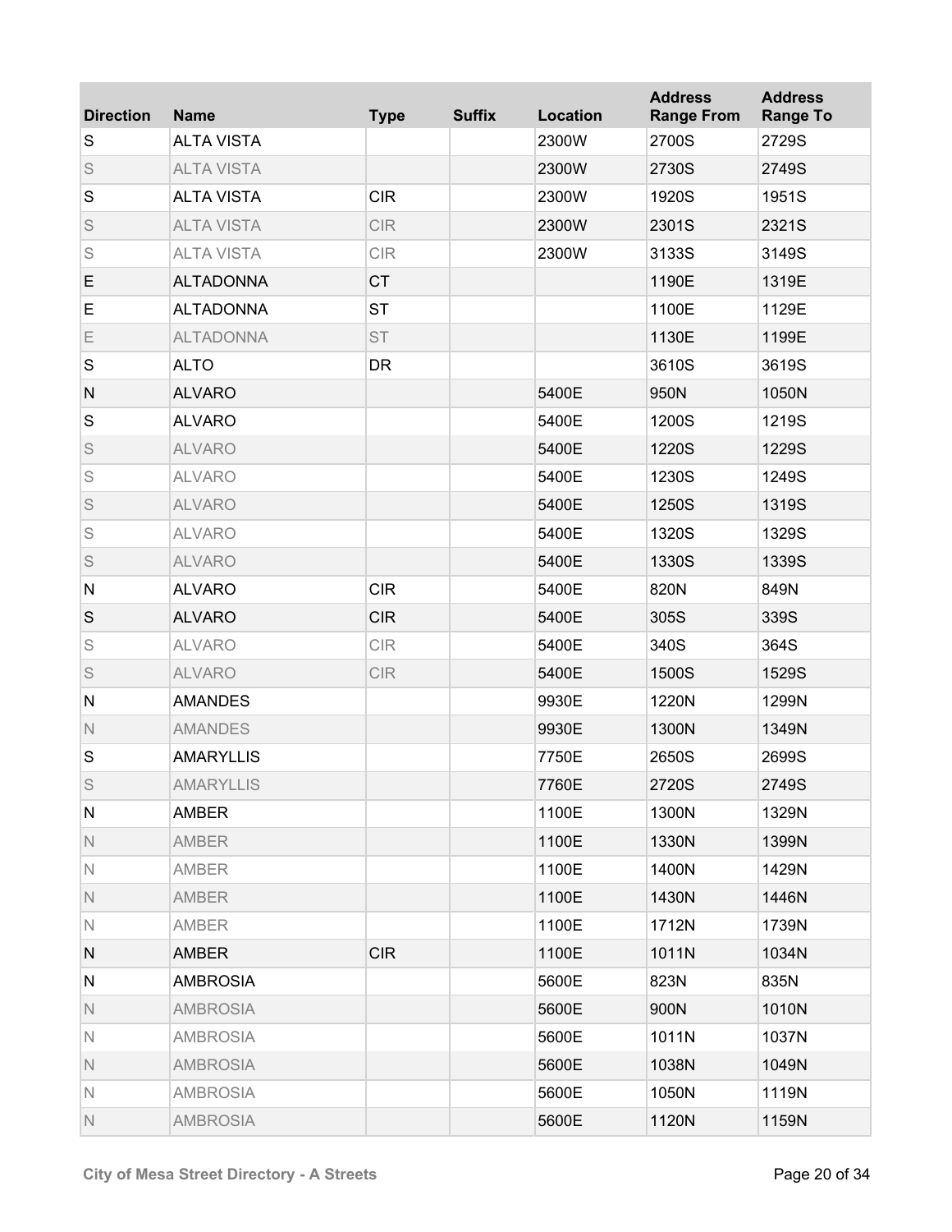| Direction | Name | Type | Suffix | Location | Address Range From | Address Range To |
|---|---|---|---|---|---|---|
| S | ALTA VISTA | | | 2300W | 2700S | 2729S |
| S | ALTA VISTA | | | 2300W | 2730S | 2749S |
| S | ALTA VISTA | CIR | | 2300W | 1920S | 1951S |
| S | ALTA VISTA | CIR | | 2300W | 2301S | 2321S |
| S | ALTA VISTA | CIR | | 2300W | 3133S | 3149S |
| E | ALTADONNA | CT | | | 1190E | 1319E |
| E | ALTADONNA | ST | | | 1100E | 1129E |
| E | ALTADONNA | ST | | | 1130E | 1199E |
| S | ALTO | DR | | | 3610S | 3619S |
| N | ALVARO | | | 5400E | 950N | 1050N |
| S | ALVARO | | | 5400E | 1200S | 1219S |
| S | ALVARO | | | 5400E | 1220S | 1229S |
| S | ALVARO | | | 5400E | 1230S | 1249S |
| S | ALVARO | | | 5400E | 1250S | 1319S |
| S | ALVARO | | | 5400E | 1320S | 1329S |
| S | ALVARO | | | 5400E | 1330S | 1339S |
| N | ALVARO | CIR | | 5400E | 820N | 849N |
| S | ALVARO | CIR | | 5400E | 305S | 339S |
| S | ALVARO | CIR | | 5400E | 340S | 364S |
| S | ALVARO | CIR | | 5400E | 1500S | 1529S |
| N | AMANDES | | | 9930E | 1220N | 1299N |
| N | AMANDES | | | 9930E | 1300N | 1349N |
| S | AMARYLLIS | | | 7750E | 2650S | 2699S |
| S | AMARYLLIS | | | 7760E | 2720S | 2749S |
| N | AMBER | | | 1100E | 1300N | 1329N |
| N | AMBER | | | 1100E | 1330N | 1399N |
| N | AMBER | | | 1100E | 1400N | 1429N |
| N | AMBER | | | 1100E | 1430N | 1446N |
| N | AMBER | | | 1100E | 1712N | 1739N |
| N | AMBER | CIR | | 1100E | 1011N | 1034N |
| N | AMBROSIA | | | 5600E | 823N | 835N |
| N | AMBROSIA | | | 5600E | 900N | 1010N |
| N | AMBROSIA | | | 5600E | 1011N | 1037N |
| N | AMBROSIA | | | 5600E | 1038N | 1049N |
| N | AMBROSIA | | | 5600E | 1050N | 1119N |
| N | AMBROSIA | | | 5600E | 1120N | 1159N |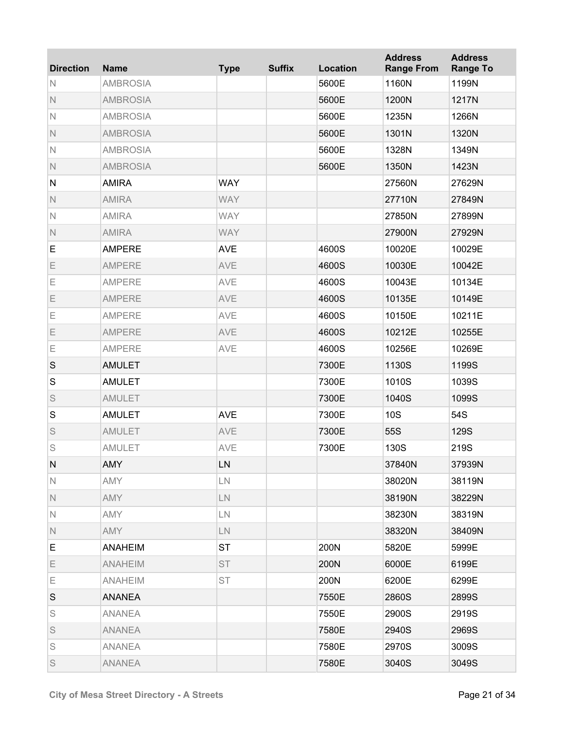| Direction | Name | Type | Suffix | Location | Address Range From | Address Range To |
|---|---|---|---|---|---|---|
| N | AMBROSIA | | | 5600E | 1160N | 1199N |
| N | AMBROSIA | | | 5600E | 1200N | 1217N |
| N | AMBROSIA | | | 5600E | 1235N | 1266N |
| N | AMBROSIA | | | 5600E | 1301N | 1320N |
| N | AMBROSIA | | | 5600E | 1328N | 1349N |
| N | AMBROSIA | | | 5600E | 1350N | 1423N |
| N | AMIRA | WAY | | | 27560N | 27629N |
| N | AMIRA | WAY | | | 27710N | 27849N |
| N | AMIRA | WAY | | | 27850N | 27899N |
| N | AMIRA | WAY | | | 27900N | 27929N |
| E | AMPERE | AVE | | 4600S | 10020E | 10029E |
| E | AMPERE | AVE | | 4600S | 10030E | 10042E |
| E | AMPERE | AVE | | 4600S | 10043E | 10134E |
| E | AMPERE | AVE | | 4600S | 10135E | 10149E |
| E | AMPERE | AVE | | 4600S | 10150E | 10211E |
| E | AMPERE | AVE | | 4600S | 10212E | 10255E |
| E | AMPERE | AVE | | 4600S | 10256E | 10269E |
| S | AMULET | | | 7300E | 1130S | 1199S |
| S | AMULET | | | 7300E | 1010S | 1039S |
| S | AMULET | | | 7300E | 1040S | 1099S |
| S | AMULET | AVE | | 7300E | 10S | 54S |
| S | AMULET | AVE | | 7300E | 55S | 129S |
| S | AMULET | AVE | | 7300E | 130S | 219S |
| N | AMY | LN | | | 37840N | 37939N |
| N | AMY | LN | | | 38020N | 38119N |
| N | AMY | LN | | | 38190N | 38229N |
| N | AMY | LN | | | 38230N | 38319N |
| N | AMY | LN | | | 38320N | 38409N |
| E | ANAHEIM | ST | | 200N | 5820E | 5999E |
| E | ANAHEIM | ST | | 200N | 6000E | 6199E |
| E | ANAHEIM | ST | | 200N | 6200E | 6299E |
| S | ANANEA | | | 7550E | 2860S | 2899S |
| S | ANANEA | | | 7550E | 2900S | 2919S |
| S | ANANEA | | | 7580E | 2940S | 2969S |
| S | ANANEA | | | 7580E | 2970S | 3009S |
| S | ANANEA | | | 7580E | 3040S | 3049S |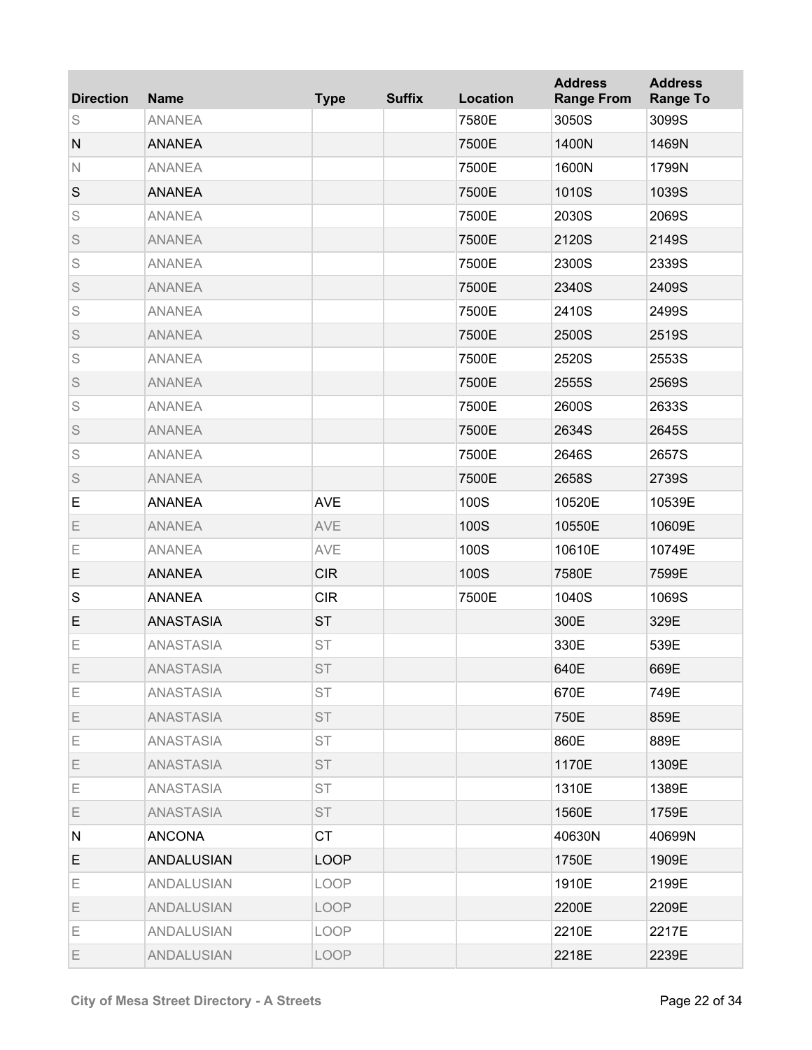| Direction | Name | Type | Suffix | Location | Address Range From | Address Range To |
|---|---|---|---|---|---|---|
| S | ANANEA | | | 7580E | 3050S | 3099S |
| N | ANANEA | | | 7500E | 1400N | 1469N |
| N | ANANEA | | | 7500E | 1600N | 1799N |
| S | ANANEA | | | 7500E | 1010S | 1039S |
| S | ANANEA | | | 7500E | 2030S | 2069S |
| S | ANANEA | | | 7500E | 2120S | 2149S |
| S | ANANEA | | | 7500E | 2300S | 2339S |
| S | ANANEA | | | 7500E | 2340S | 2409S |
| S | ANANEA | | | 7500E | 2410S | 2499S |
| S | ANANEA | | | 7500E | 2500S | 2519S |
| S | ANANEA | | | 7500E | 2520S | 2553S |
| S | ANANEA | | | 7500E | 2555S | 2569S |
| S | ANANEA | | | 7500E | 2600S | 2633S |
| S | ANANEA | | | 7500E | 2634S | 2645S |
| S | ANANEA | | | 7500E | 2646S | 2657S |
| S | ANANEA | | | 7500E | 2658S | 2739S |
| E | ANANEA | AVE | | 100S | 10520E | 10539E |
| E | ANANEA | AVE | | 100S | 10550E | 10609E |
| E | ANANEA | AVE | | 100S | 10610E | 10749E |
| E | ANANEA | CIR | | 100S | 7580E | 7599E |
| S | ANANEA | CIR | | 7500E | 1040S | 1069S |
| E | ANASTASIA | ST | | | 300E | 329E |
| E | ANASTASIA | ST | | | 330E | 539E |
| E | ANASTASIA | ST | | | 640E | 669E |
| E | ANASTASIA | ST | | | 670E | 749E |
| E | ANASTASIA | ST | | | 750E | 859E |
| E | ANASTASIA | ST | | | 860E | 889E |
| E | ANASTASIA | ST | | | 1170E | 1309E |
| E | ANASTASIA | ST | | | 1310E | 1389E |
| E | ANASTASIA | ST | | | 1560E | 1759E |
| N | ANCONA | CT | | | 40630N | 40699N |
| E | ANDALUSIAN | LOOP | | | 1750E | 1909E |
| E | ANDALUSIAN | LOOP | | | 1910E | 2199E |
| E | ANDALUSIAN | LOOP | | | 2200E | 2209E |
| E | ANDALUSIAN | LOOP | | | 2210E | 2217E |
| E | ANDALUSIAN | LOOP | | | 2218E | 2239E |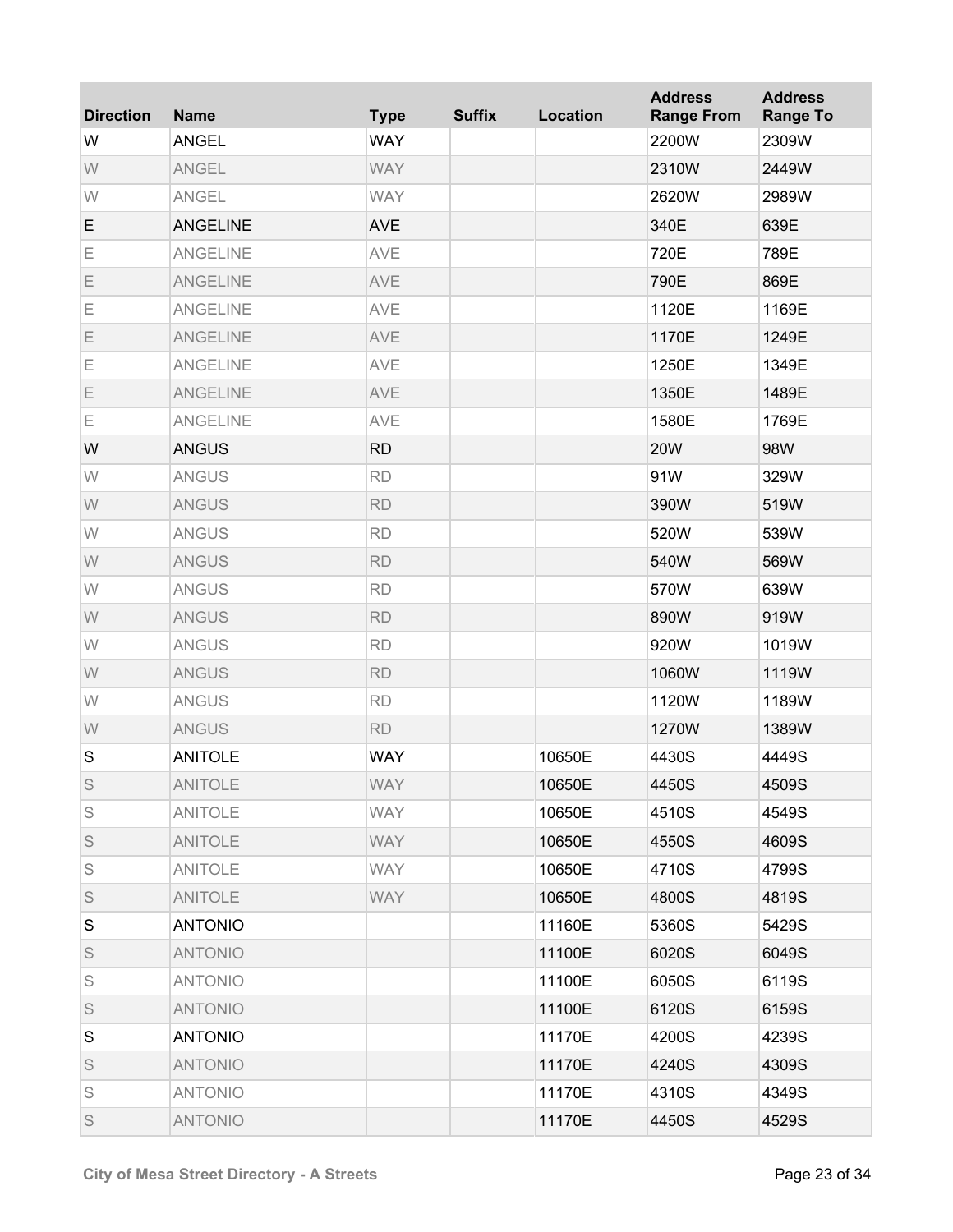| Direction | Name | Type | Suffix | Location | Address Range From | Address Range To |
| --- | --- | --- | --- | --- | --- | --- |
| W | ANGEL | WAY | | | 2200W | 2309W |
| W | ANGEL | WAY | | | 2310W | 2449W |
| W | ANGEL | WAY | | | 2620W | 2989W |
| E | ANGELINE | AVE | | | 340E | 639E |
| E | ANGELINE | AVE | | | 720E | 789E |
| E | ANGELINE | AVE | | | 790E | 869E |
| E | ANGELINE | AVE | | | 1120E | 1169E |
| E | ANGELINE | AVE | | | 1170E | 1249E |
| E | ANGELINE | AVE | | | 1250E | 1349E |
| E | ANGELINE | AVE | | | 1350E | 1489E |
| E | ANGELINE | AVE | | | 1580E | 1769E |
| W | ANGUS | RD | | | 20W | 98W |
| W | ANGUS | RD | | | 91W | 329W |
| W | ANGUS | RD | | | 390W | 519W |
| W | ANGUS | RD | | | 520W | 539W |
| W | ANGUS | RD | | | 540W | 569W |
| W | ANGUS | RD | | | 570W | 639W |
| W | ANGUS | RD | | | 890W | 919W |
| W | ANGUS | RD | | | 920W | 1019W |
| W | ANGUS | RD | | | 1060W | 1119W |
| W | ANGUS | RD | | | 1120W | 1189W |
| W | ANGUS | RD | | | 1270W | 1389W |
| S | ANITOLE | WAY | | 10650E | 4430S | 4449S |
| S | ANITOLE | WAY | | 10650E | 4450S | 4509S |
| S | ANITOLE | WAY | | 10650E | 4510S | 4549S |
| S | ANITOLE | WAY | | 10650E | 4550S | 4609S |
| S | ANITOLE | WAY | | 10650E | 4710S | 4799S |
| S | ANITOLE | WAY | | 10650E | 4800S | 4819S |
| S | ANTONIO | | | 11160E | 5360S | 5429S |
| S | ANTONIO | | | 11100E | 6020S | 6049S |
| S | ANTONIO | | | 11100E | 6050S | 6119S |
| S | ANTONIO | | | 11100E | 6120S | 6159S |
| S | ANTONIO | | | 11170E | 4200S | 4239S |
| S | ANTONIO | | | 11170E | 4240S | 4309S |
| S | ANTONIO | | | 11170E | 4310S | 4349S |
| S | ANTONIO | | | 11170E | 4450S | 4529S |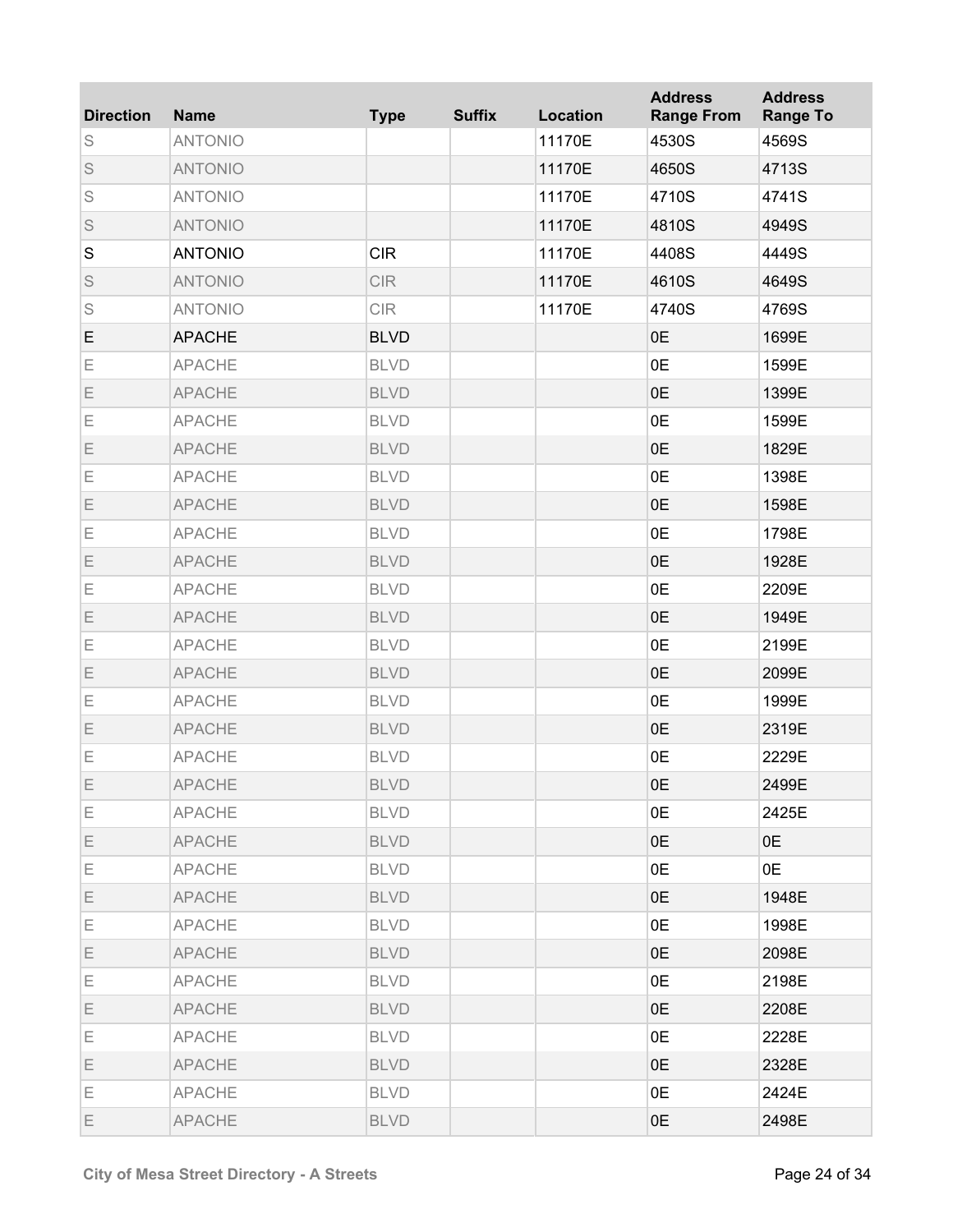| Direction | Name | Type | Suffix | Location | Address Range From | Address Range To |
|---|---|---|---|---|---|---|
| S | ANTONIO | | | 11170E | 4530S | 4569S |
| S | ANTONIO | | | 11170E | 4650S | 4713S |
| S | ANTONIO | | | 11170E | 4710S | 4741S |
| S | ANTONIO | | | 11170E | 4810S | 4949S |
| S | ANTONIO | CIR | | 11170E | 4408S | 4449S |
| S | ANTONIO | CIR | | 11170E | 4610S | 4649S |
| S | ANTONIO | CIR | | 11170E | 4740S | 4769S |
| E | APACHE | BLVD | | | 0E | 1699E |
| E | APACHE | BLVD | | | 0E | 1599E |
| E | APACHE | BLVD | | | 0E | 1399E |
| E | APACHE | BLVD | | | 0E | 1599E |
| E | APACHE | BLVD | | | 0E | 1829E |
| E | APACHE | BLVD | | | 0E | 1398E |
| E | APACHE | BLVD | | | 0E | 1598E |
| E | APACHE | BLVD | | | 0E | 1798E |
| E | APACHE | BLVD | | | 0E | 1928E |
| E | APACHE | BLVD | | | 0E | 2209E |
| E | APACHE | BLVD | | | 0E | 1949E |
| E | APACHE | BLVD | | | 0E | 2199E |
| E | APACHE | BLVD | | | 0E | 2099E |
| E | APACHE | BLVD | | | 0E | 1999E |
| E | APACHE | BLVD | | | 0E | 2319E |
| E | APACHE | BLVD | | | 0E | 2229E |
| E | APACHE | BLVD | | | 0E | 2499E |
| E | APACHE | BLVD | | | 0E | 2425E |
| E | APACHE | BLVD | | | 0E | 0E |
| E | APACHE | BLVD | | | 0E | 0E |
| E | APACHE | BLVD | | | 0E | 1948E |
| E | APACHE | BLVD | | | 0E | 1998E |
| E | APACHE | BLVD | | | 0E | 2098E |
| E | APACHE | BLVD | | | 0E | 2198E |
| E | APACHE | BLVD | | | 0E | 2208E |
| E | APACHE | BLVD | | | 0E | 2228E |
| E | APACHE | BLVD | | | 0E | 2328E |
| E | APACHE | BLVD | | | 0E | 2424E |
| E | APACHE | BLVD | | | 0E | 2498E |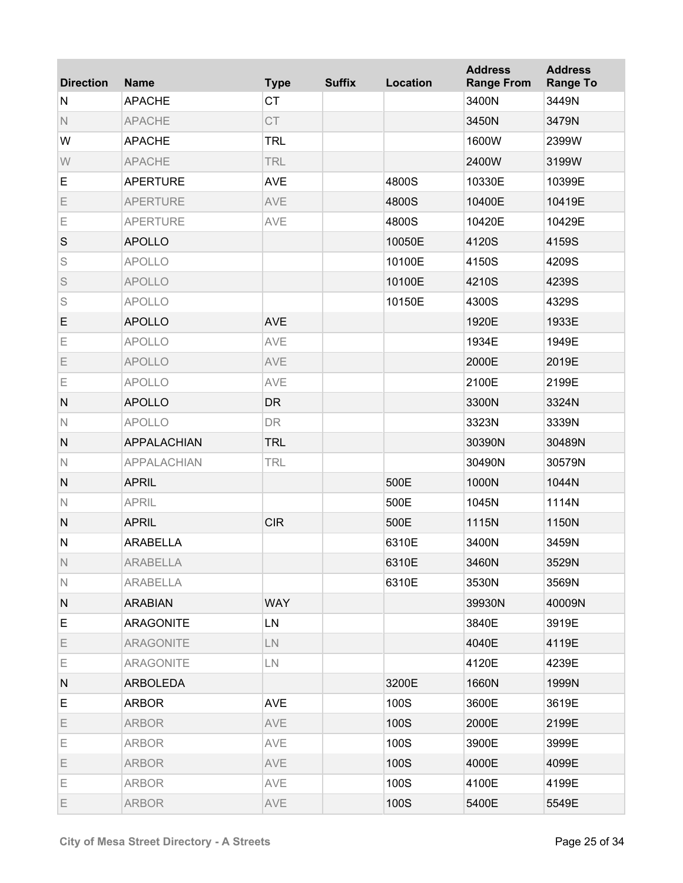| Direction | Name | Type | Suffix | Location | Address Range From | Address Range To |
| --- | --- | --- | --- | --- | --- | --- |
| N | APACHE | CT | | | 3400N | 3449N |
| N | APACHE | CT | | | 3450N | 3479N |
| W | APACHE | TRL | | | 1600W | 2399W |
| W | APACHE | TRL | | | 2400W | 3199W |
| E | APERTURE | AVE | | 4800S | 10330E | 10399E |
| E | APERTURE | AVE | | 4800S | 10400E | 10419E |
| E | APERTURE | AVE | | 4800S | 10420E | 10429E |
| S | APOLLO | | | 10050E | 4120S | 4159S |
| S | APOLLO | | | 10100E | 4150S | 4209S |
| S | APOLLO | | | 10100E | 4210S | 4239S |
| S | APOLLO | | | 10150E | 4300S | 4329S |
| E | APOLLO | AVE | | | 1920E | 1933E |
| E | APOLLO | AVE | | | 1934E | 1949E |
| E | APOLLO | AVE | | | 2000E | 2019E |
| E | APOLLO | AVE | | | 2100E | 2199E |
| N | APOLLO | DR | | | 3300N | 3324N |
| N | APOLLO | DR | | | 3323N | 3339N |
| N | APPALACHIAN | TRL | | | 30390N | 30489N |
| N | APPALACHIAN | TRL | | | 30490N | 30579N |
| N | APRIL | | | 500E | 1000N | 1044N |
| N | APRIL | | | 500E | 1045N | 1114N |
| N | APRIL | CIR | | 500E | 1115N | 1150N |
| N | ARABELLA | | | 6310E | 3400N | 3459N |
| N | ARABELLA | | | 6310E | 3460N | 3529N |
| N | ARABELLA | | | 6310E | 3530N | 3569N |
| N | ARABIAN | WAY | | | 39930N | 40009N |
| E | ARAGONITE | LN | | | 3840E | 3919E |
| E | ARAGONITE | LN | | | 4040E | 4119E |
| E | ARAGONITE | LN | | | 4120E | 4239E |
| N | ARBOLEDA | | | 3200E | 1660N | 1999N |
| E | ARBOR | AVE | | 100S | 3600E | 3619E |
| E | ARBOR | AVE | | 100S | 2000E | 2199E |
| E | ARBOR | AVE | | 100S | 3900E | 3999E |
| E | ARBOR | AVE | | 100S | 4000E | 4099E |
| E | ARBOR | AVE | | 100S | 4100E | 4199E |
| E | ARBOR | AVE | | 100S | 5400E | 5549E |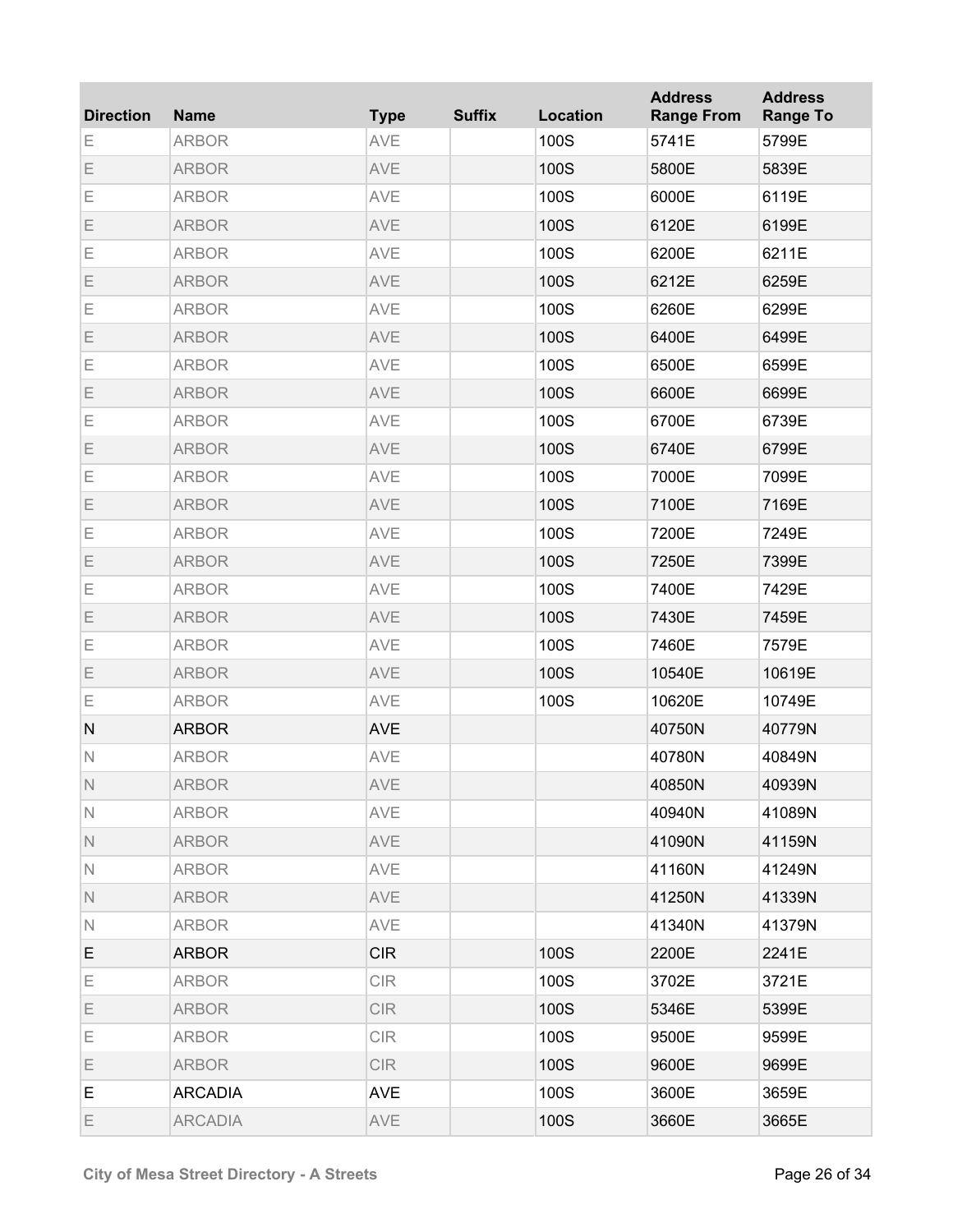| Direction | Name | Type | Suffix | Location | Address Range From | Address Range To |
|---|---|---|---|---|---|---|
| E | ARBOR | AVE | | 100S | 5741E | 5799E |
| E | ARBOR | AVE | | 100S | 5800E | 5839E |
| E | ARBOR | AVE | | 100S | 6000E | 6119E |
| E | ARBOR | AVE | | 100S | 6120E | 6199E |
| E | ARBOR | AVE | | 100S | 6200E | 6211E |
| E | ARBOR | AVE | | 100S | 6212E | 6259E |
| E | ARBOR | AVE | | 100S | 6260E | 6299E |
| E | ARBOR | AVE | | 100S | 6400E | 6499E |
| E | ARBOR | AVE | | 100S | 6500E | 6599E |
| E | ARBOR | AVE | | 100S | 6600E | 6699E |
| E | ARBOR | AVE | | 100S | 6700E | 6739E |
| E | ARBOR | AVE | | 100S | 6740E | 6799E |
| E | ARBOR | AVE | | 100S | 7000E | 7099E |
| E | ARBOR | AVE | | 100S | 7100E | 7169E |
| E | ARBOR | AVE | | 100S | 7200E | 7249E |
| E | ARBOR | AVE | | 100S | 7250E | 7399E |
| E | ARBOR | AVE | | 100S | 7400E | 7429E |
| E | ARBOR | AVE | | 100S | 7430E | 7459E |
| E | ARBOR | AVE | | 100S | 7460E | 7579E |
| E | ARBOR | AVE | | 100S | 10540E | 10619E |
| E | ARBOR | AVE | | 100S | 10620E | 10749E |
| N | ARBOR | AVE | | | 40750N | 40779N |
| N | ARBOR | AVE | | | 40780N | 40849N |
| N | ARBOR | AVE | | | 40850N | 40939N |
| N | ARBOR | AVE | | | 40940N | 41089N |
| N | ARBOR | AVE | | | 41090N | 41159N |
| N | ARBOR | AVE | | | 41160N | 41249N |
| N | ARBOR | AVE | | | 41250N | 41339N |
| N | ARBOR | AVE | | | 41340N | 41379N |
| E | ARBOR | CIR | | 100S | 2200E | 2241E |
| E | ARBOR | CIR | | 100S | 3702E | 3721E |
| E | ARBOR | CIR | | 100S | 5346E | 5399E |
| E | ARBOR | CIR | | 100S | 9500E | 9599E |
| E | ARBOR | CIR | | 100S | 9600E | 9699E |
| E | ARCADIA | AVE | | 100S | 3600E | 3659E |
| E | ARCADIA | AVE | | 100S | 3660E | 3665E |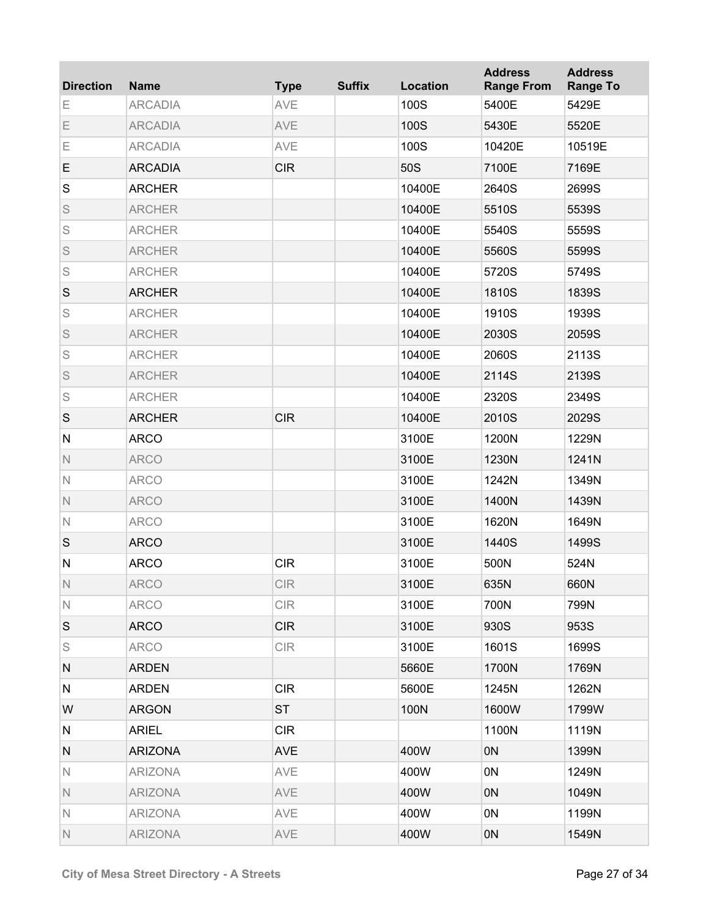| Direction | Name | Type | Suffix | Location | Address Range From | Address Range To |
|---|---|---|---|---|---|---|
| E | ARCADIA | AVE | | 100S | 5400E | 5429E |
| E | ARCADIA | AVE | | 100S | 5430E | 5520E |
| E | ARCADIA | AVE | | 100S | 10420E | 10519E |
| E | ARCADIA | CIR | | 50S | 7100E | 7169E |
| S | ARCHER | | | 10400E | 2640S | 2699S |
| S | ARCHER | | | 10400E | 5510S | 5539S |
| S | ARCHER | | | 10400E | 5540S | 5559S |
| S | ARCHER | | | 10400E | 5560S | 5599S |
| S | ARCHER | | | 10400E | 5720S | 5749S |
| S | ARCHER | | | 10400E | 1810S | 1839S |
| S | ARCHER | | | 10400E | 1910S | 1939S |
| S | ARCHER | | | 10400E | 2030S | 2059S |
| S | ARCHER | | | 10400E | 2060S | 2113S |
| S | ARCHER | | | 10400E | 2114S | 2139S |
| S | ARCHER | | | 10400E | 2320S | 2349S |
| S | ARCHER | CIR | | 10400E | 2010S | 2029S |
| N | ARCO | | | 3100E | 1200N | 1229N |
| N | ARCO | | | 3100E | 1230N | 1241N |
| N | ARCO | | | 3100E | 1242N | 1349N |
| N | ARCO | | | 3100E | 1400N | 1439N |
| N | ARCO | | | 3100E | 1620N | 1649N |
| S | ARCO | | | 3100E | 1440S | 1499S |
| N | ARCO | CIR | | 3100E | 500N | 524N |
| N | ARCO | CIR | | 3100E | 635N | 660N |
| N | ARCO | CIR | | 3100E | 700N | 799N |
| S | ARCO | CIR | | 3100E | 930S | 953S |
| S | ARCO | CIR | | 3100E | 1601S | 1699S |
| N | ARDEN | | | 5660E | 1700N | 1769N |
| N | ARDEN | CIR | | 5600E | 1245N | 1262N |
| W | ARGON | ST | | 100N | 1600W | 1799W |
| N | ARIEL | CIR | | | 1100N | 1119N |
| N | ARIZONA | AVE | | 400W | 0N | 1399N |
| N | ARIZONA | AVE | | 400W | 0N | 1249N |
| N | ARIZONA | AVE | | 400W | 0N | 1049N |
| N | ARIZONA | AVE | | 400W | 0N | 1199N |
| N | ARIZONA | AVE | | 400W | 0N | 1549N |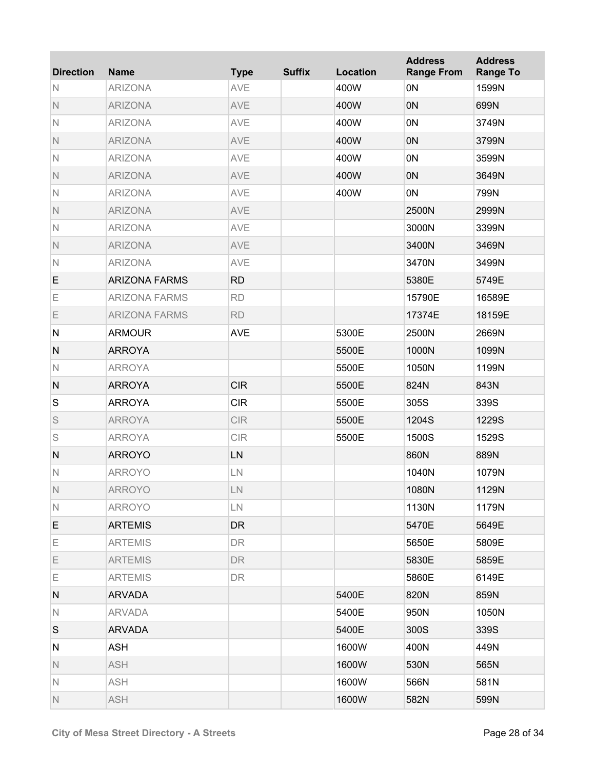| Direction | Name | Type | Suffix | Location | Address Range From | Address Range To |
|---|---|---|---|---|---|---|
| N | ARIZONA | AVE | | 400W | 0N | 1599N |
| N | ARIZONA | AVE | | 400W | 0N | 699N |
| N | ARIZONA | AVE | | 400W | 0N | 3749N |
| N | ARIZONA | AVE | | 400W | 0N | 3799N |
| N | ARIZONA | AVE | | 400W | 0N | 3599N |
| N | ARIZONA | AVE | | 400W | 0N | 3649N |
| N | ARIZONA | AVE | | 400W | 0N | 799N |
| N | ARIZONA | AVE | | | 2500N | 2999N |
| N | ARIZONA | AVE | | | 3000N | 3399N |
| N | ARIZONA | AVE | | | 3400N | 3469N |
| N | ARIZONA | AVE | | | 3470N | 3499N |
| E | ARIZONA FARMS | RD | | | 5380E | 5749E |
| E | ARIZONA FARMS | RD | | | 15790E | 16589E |
| E | ARIZONA FARMS | RD | | | 17374E | 18159E |
| N | ARMOUR | AVE | | 5300E | 2500N | 2669N |
| N | ARROYA | | | 5500E | 1000N | 1099N |
| N | ARROYA | | | 5500E | 1050N | 1199N |
| N | ARROYA | CIR | | 5500E | 824N | 843N |
| S | ARROYA | CIR | | 5500E | 305S | 339S |
| S | ARROYA | CIR | | 5500E | 1204S | 1229S |
| S | ARROYA | CIR | | 5500E | 1500S | 1529S |
| N | ARROYO | LN | | | 860N | 889N |
| N | ARROYO | LN | | | 1040N | 1079N |
| N | ARROYO | LN | | | 1080N | 1129N |
| N | ARROYO | LN | | | 1130N | 1179N |
| E | ARTEMIS | DR | | | 5470E | 5649E |
| E | ARTEMIS | DR | | | 5650E | 5809E |
| E | ARTEMIS | DR | | | 5830E | 5859E |
| E | ARTEMIS | DR | | | 5860E | 6149E |
| N | ARVADA | | | 5400E | 820N | 859N |
| N | ARVADA | | | 5400E | 950N | 1050N |
| S | ARVADA | | | 5400E | 300S | 339S |
| N | ASH | | | 1600W | 400N | 449N |
| N | ASH | | | 1600W | 530N | 565N |
| N | ASH | | | 1600W | 566N | 581N |
| N | ASH | | | 1600W | 582N | 599N |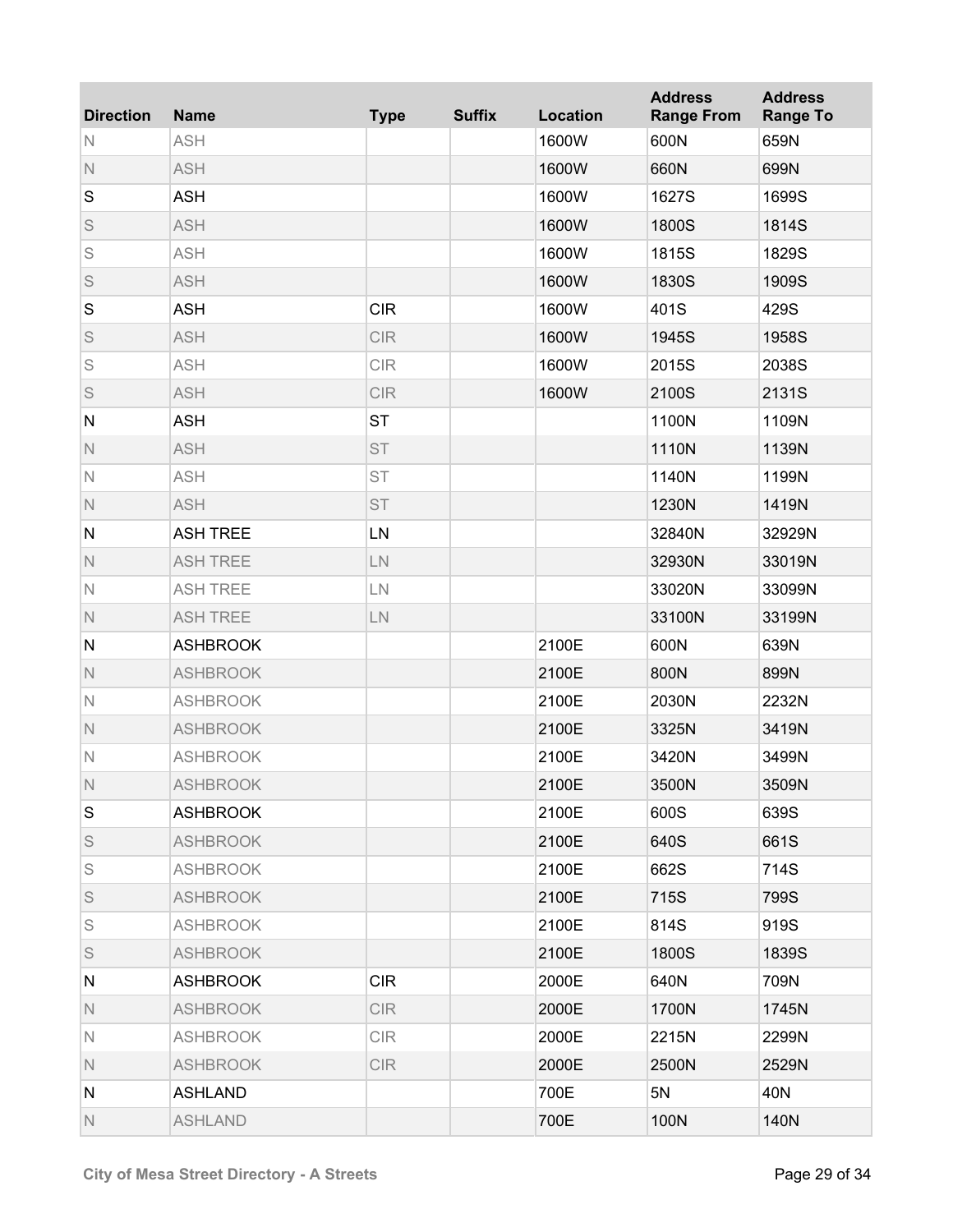| Direction | Name | Type | Suffix | Location | Address Range From | Address Range To |
|---|---|---|---|---|---|---|
| N | ASH | | | 1600W | 600N | 659N |
| N | ASH | | | 1600W | 660N | 699N |
| S | ASH | | | 1600W | 1627S | 1699S |
| S | ASH | | | 1600W | 1800S | 1814S |
| S | ASH | | | 1600W | 1815S | 1829S |
| S | ASH | | | 1600W | 1830S | 1909S |
| S | ASH | CIR | | 1600W | 401S | 429S |
| S | ASH | CIR | | 1600W | 1945S | 1958S |
| S | ASH | CIR | | 1600W | 2015S | 2038S |
| S | ASH | CIR | | 1600W | 2100S | 2131S |
| N | ASH | ST | | | 1100N | 1109N |
| N | ASH | ST | | | 1110N | 1139N |
| N | ASH | ST | | | 1140N | 1199N |
| N | ASH | ST | | | 1230N | 1419N |
| N | ASH TREE | LN | | | 32840N | 32929N |
| N | ASH TREE | LN | | | 32930N | 33019N |
| N | ASH TREE | LN | | | 33020N | 33099N |
| N | ASH TREE | LN | | | 33100N | 33199N |
| N | ASHBROOK | | | 2100E | 600N | 639N |
| N | ASHBROOK | | | 2100E | 800N | 899N |
| N | ASHBROOK | | | 2100E | 2030N | 2232N |
| N | ASHBROOK | | | 2100E | 3325N | 3419N |
| N | ASHBROOK | | | 2100E | 3420N | 3499N |
| N | ASHBROOK | | | 2100E | 3500N | 3509N |
| S | ASHBROOK | | | 2100E | 600S | 639S |
| S | ASHBROOK | | | 2100E | 640S | 661S |
| S | ASHBROOK | | | 2100E | 662S | 714S |
| S | ASHBROOK | | | 2100E | 715S | 799S |
| S | ASHBROOK | | | 2100E | 814S | 919S |
| S | ASHBROOK | | | 2100E | 1800S | 1839S |
| N | ASHBROOK | CIR | | 2000E | 640N | 709N |
| N | ASHBROOK | CIR | | 2000E | 1700N | 1745N |
| N | ASHBROOK | CIR | | 2000E | 2215N | 2299N |
| N | ASHBROOK | CIR | | 2000E | 2500N | 2529N |
| N | ASHLAND | | | 700E | 5N | 40N |
| N | ASHLAND | | | 700E | 100N | 140N |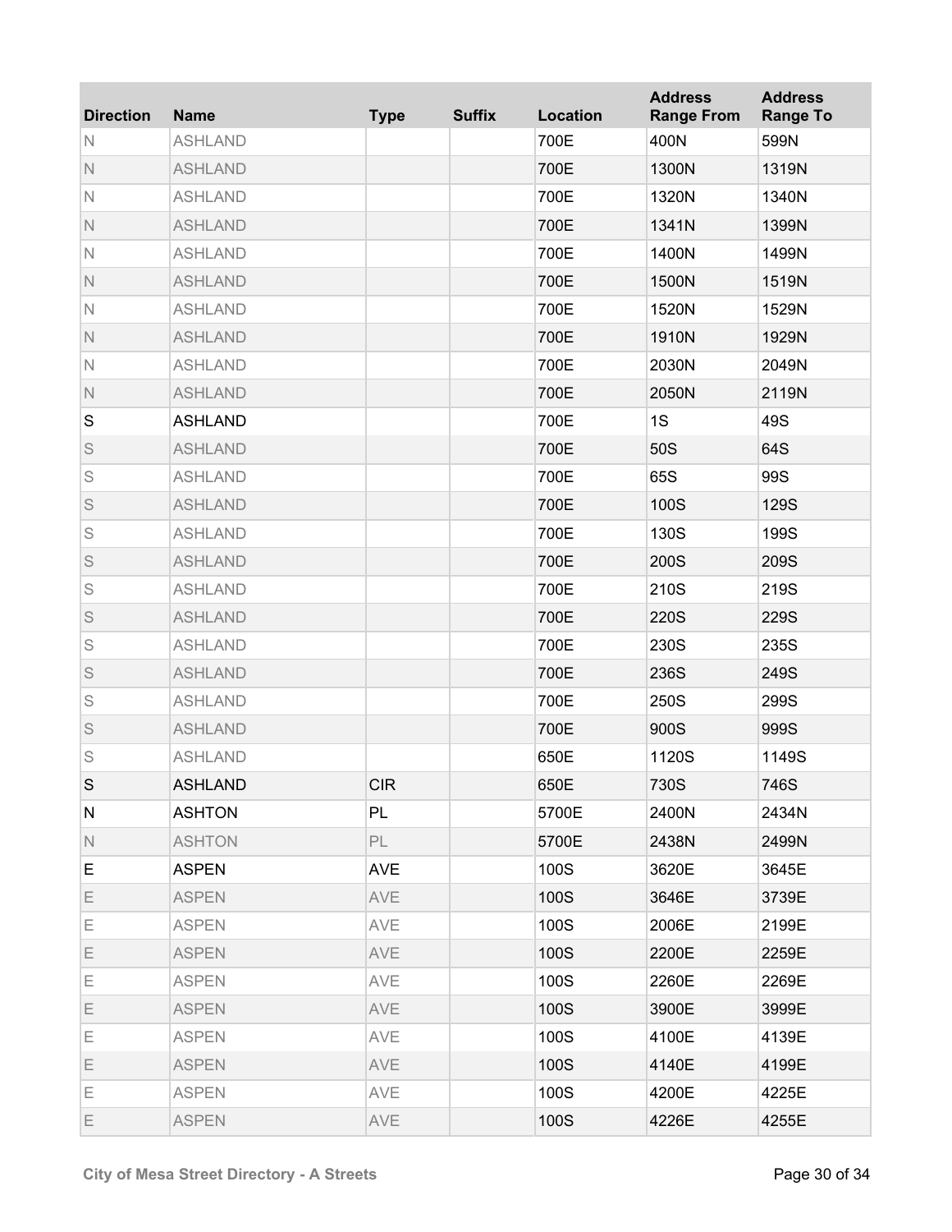| Direction | Name | Type | Suffix | Location | Address Range From | Address Range To |
|---|---|---|---|---|---|---|
| N | ASHLAND | | | 700E | 400N | 599N |
| N | ASHLAND | | | 700E | 1300N | 1319N |
| N | ASHLAND | | | 700E | 1320N | 1340N |
| N | ASHLAND | | | 700E | 1341N | 1399N |
| N | ASHLAND | | | 700E | 1400N | 1499N |
| N | ASHLAND | | | 700E | 1500N | 1519N |
| N | ASHLAND | | | 700E | 1520N | 1529N |
| N | ASHLAND | | | 700E | 1910N | 1929N |
| N | ASHLAND | | | 700E | 2030N | 2049N |
| N | ASHLAND | | | 700E | 2050N | 2119N |
| S | ASHLAND | | | 700E | 1S | 49S |
| S | ASHLAND | | | 700E | 50S | 64S |
| S | ASHLAND | | | 700E | 65S | 99S |
| S | ASHLAND | | | 700E | 100S | 129S |
| S | ASHLAND | | | 700E | 130S | 199S |
| S | ASHLAND | | | 700E | 200S | 209S |
| S | ASHLAND | | | 700E | 210S | 219S |
| S | ASHLAND | | | 700E | 220S | 229S |
| S | ASHLAND | | | 700E | 230S | 235S |
| S | ASHLAND | | | 700E | 236S | 249S |
| S | ASHLAND | | | 700E | 250S | 299S |
| S | ASHLAND | | | 700E | 900S | 999S |
| S | ASHLAND | | | 650E | 1120S | 1149S |
| S | ASHLAND | CIR | | 650E | 730S | 746S |
| N | ASHTON | PL | | 5700E | 2400N | 2434N |
| N | ASHTON | PL | | 5700E | 2438N | 2499N |
| E | ASPEN | AVE | | 100S | 3620E | 3645E |
| E | ASPEN | AVE | | 100S | 3646E | 3739E |
| E | ASPEN | AVE | | 100S | 2006E | 2199E |
| E | ASPEN | AVE | | 100S | 2200E | 2259E |
| E | ASPEN | AVE | | 100S | 2260E | 2269E |
| E | ASPEN | AVE | | 100S | 3900E | 3999E |
| E | ASPEN | AVE | | 100S | 4100E | 4139E |
| E | ASPEN | AVE | | 100S | 4140E | 4199E |
| E | ASPEN | AVE | | 100S | 4200E | 4225E |
| E | ASPEN | AVE | | 100S | 4226E | 4255E |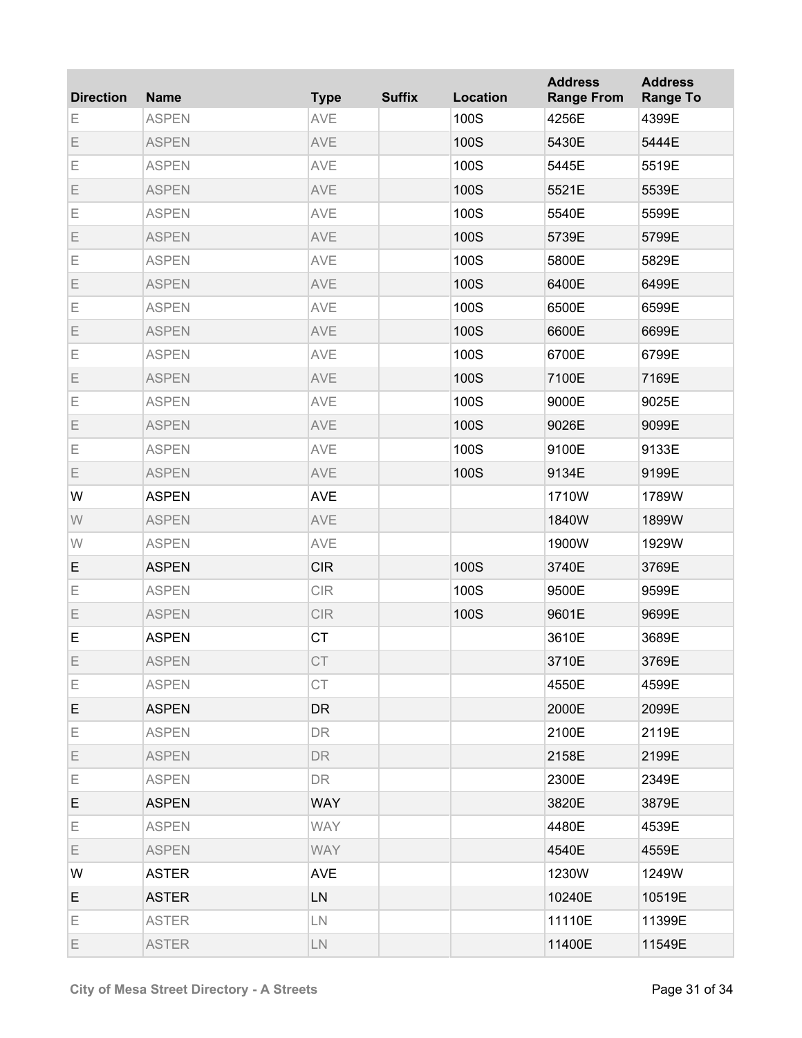| Direction | Name | Type | Suffix | Location | Address Range From | Address Range To |
|---|---|---|---|---|---|---|
| E | ASPEN | AVE | | 100S | 4256E | 4399E |
| E | ASPEN | AVE | | 100S | 5430E | 5444E |
| E | ASPEN | AVE | | 100S | 5445E | 5519E |
| E | ASPEN | AVE | | 100S | 5521E | 5539E |
| E | ASPEN | AVE | | 100S | 5540E | 5599E |
| E | ASPEN | AVE | | 100S | 5739E | 5799E |
| E | ASPEN | AVE | | 100S | 5800E | 5829E |
| E | ASPEN | AVE | | 100S | 6400E | 6499E |
| E | ASPEN | AVE | | 100S | 6500E | 6599E |
| E | ASPEN | AVE | | 100S | 6600E | 6699E |
| E | ASPEN | AVE | | 100S | 6700E | 6799E |
| E | ASPEN | AVE | | 100S | 7100E | 7169E |
| E | ASPEN | AVE | | 100S | 9000E | 9025E |
| E | ASPEN | AVE | | 100S | 9026E | 9099E |
| E | ASPEN | AVE | | 100S | 9100E | 9133E |
| E | ASPEN | AVE | | 100S | 9134E | 9199E |
| W | ASPEN | AVE | | | 1710W | 1789W |
| W | ASPEN | AVE | | | 1840W | 1899W |
| W | ASPEN | AVE | | | 1900W | 1929W |
| E | ASPEN | CIR | | 100S | 3740E | 3769E |
| E | ASPEN | CIR | | 100S | 9500E | 9599E |
| E | ASPEN | CIR | | 100S | 9601E | 9699E |
| E | ASPEN | CT | | | 3610E | 3689E |
| E | ASPEN | CT | | | 3710E | 3769E |
| E | ASPEN | CT | | | 4550E | 4599E |
| E | ASPEN | DR | | | 2000E | 2099E |
| E | ASPEN | DR | | | 2100E | 2119E |
| E | ASPEN | DR | | | 2158E | 2199E |
| E | ASPEN | DR | | | 2300E | 2349E |
| E | ASPEN | WAY | | | 3820E | 3879E |
| E | ASPEN | WAY | | | 4480E | 4539E |
| E | ASPEN | WAY | | | 4540E | 4559E |
| W | ASTER | AVE | | | 1230W | 1249W |
| E | ASTER | LN | | | 10240E | 10519E |
| E | ASTER | LN | | | 11110E | 11399E |
| E | ASTER | LN | | | 11400E | 11549E |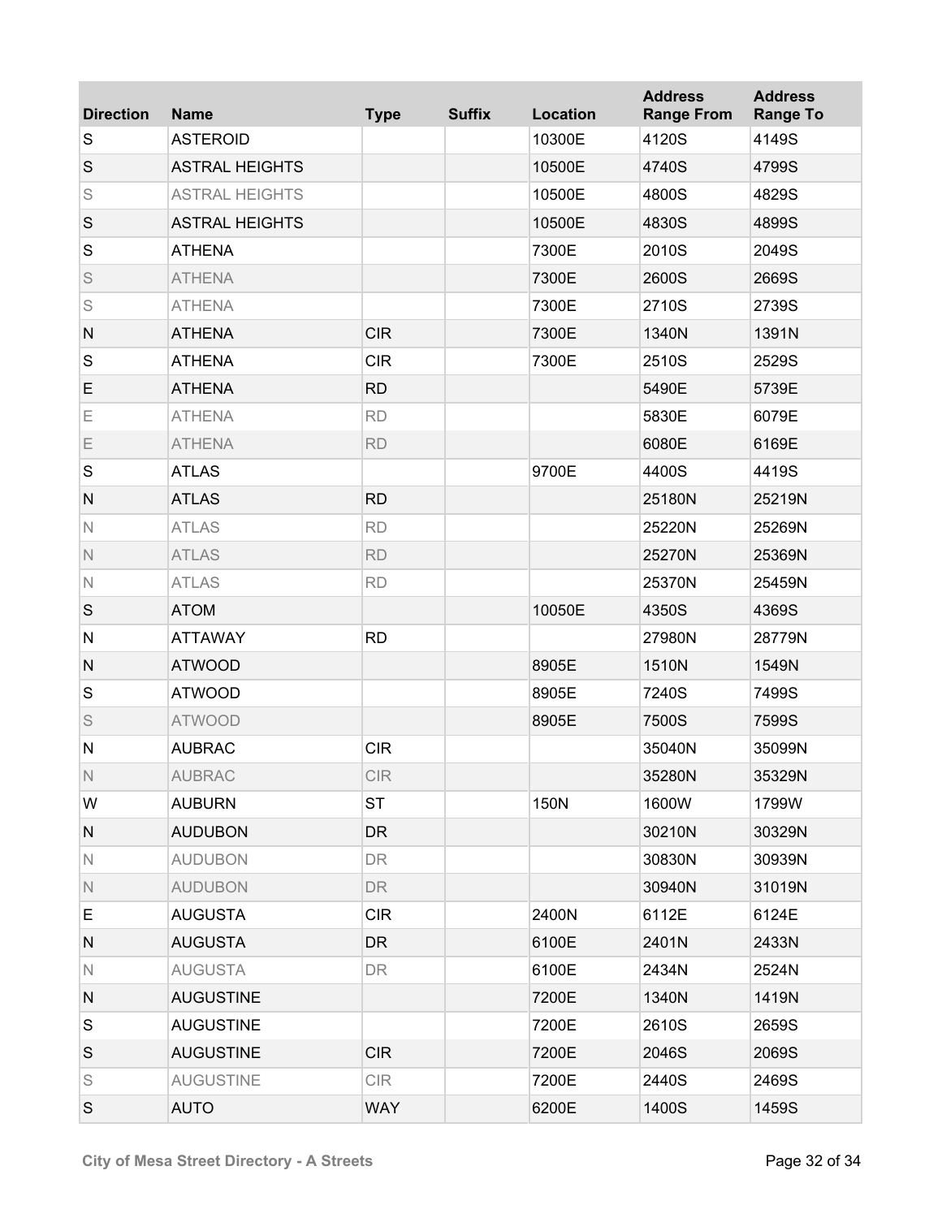| Direction | Name | Type | Suffix | Location | Address Range From | Address Range To |
|---|---|---|---|---|---|---|
| S | ASTEROID | | | 10300E | 4120S | 4149S |
| S | ASTRAL HEIGHTS | | | 10500E | 4740S | 4799S |
| S | ASTRAL HEIGHTS | | | 10500E | 4800S | 4829S |
| S | ASTRAL HEIGHTS | | | 10500E | 4830S | 4899S |
| S | ATHENA | | | 7300E | 2010S | 2049S |
| S | ATHENA | | | 7300E | 2600S | 2669S |
| S | ATHENA | | | 7300E | 2710S | 2739S |
| N | ATHENA | CIR | | 7300E | 1340N | 1391N |
| S | ATHENA | CIR | | 7300E | 2510S | 2529S |
| E | ATHENA | RD | | | 5490E | 5739E |
| E | ATHENA | RD | | | 5830E | 6079E |
| E | ATHENA | RD | | | 6080E | 6169E |
| S | ATLAS | | | 9700E | 4400S | 4419S |
| N | ATLAS | RD | | | 25180N | 25219N |
| N | ATLAS | RD | | | 25220N | 25269N |
| N | ATLAS | RD | | | 25270N | 25369N |
| N | ATLAS | RD | | | 25370N | 25459N |
| S | ATOM | | | 10050E | 4350S | 4369S |
| N | ATTAWAY | RD | | | 27980N | 28779N |
| N | ATWOOD | | | 8905E | 1510N | 1549N |
| S | ATWOOD | | | 8905E | 7240S | 7499S |
| S | ATWOOD | | | 8905E | 7500S | 7599S |
| N | AUBRAC | CIR | | | 35040N | 35099N |
| N | AUBRAC | CIR | | | 35280N | 35329N |
| W | AUBURN | ST | | 150N | 1600W | 1799W |
| N | AUDUBON | DR | | | 30210N | 30329N |
| N | AUDUBON | DR | | | 30830N | 30939N |
| N | AUDUBON | DR | | | 30940N | 31019N |
| E | AUGUSTA | CIR | | 2400N | 6112E | 6124E |
| N | AUGUSTA | DR | | 6100E | 2401N | 2433N |
| N | AUGUSTA | DR | | 6100E | 2434N | 2524N |
| N | AUGUSTINE | | | 7200E | 1340N | 1419N |
| S | AUGUSTINE | | | 7200E | 2610S | 2659S |
| S | AUGUSTINE | CIR | | 7200E | 2046S | 2069S |
| S | AUGUSTINE | CIR | | 7200E | 2440S | 2469S |
| S | AUTO | WAY | | 6200E | 1400S | 1459S |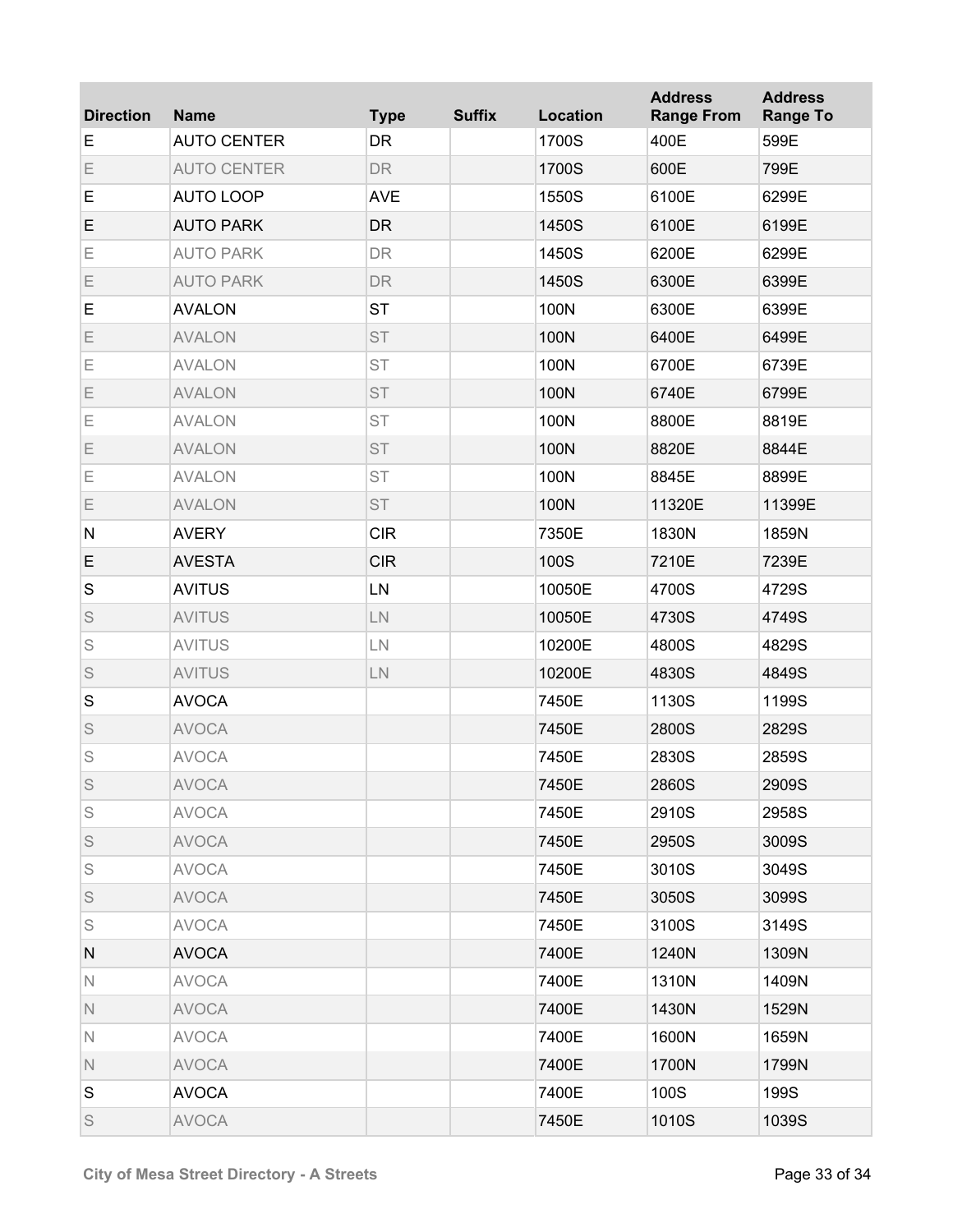| Direction | Name | Type | Suffix | Location | Address Range From | Address Range To |
|---|---|---|---|---|---|---|
| E | AUTO CENTER | DR | | 1700S | 400E | 599E |
| E | AUTO CENTER | DR | | 1700S | 600E | 799E |
| E | AUTO LOOP | AVE | | 1550S | 6100E | 6299E |
| E | AUTO PARK | DR | | 1450S | 6100E | 6199E |
| E | AUTO PARK | DR | | 1450S | 6200E | 6299E |
| E | AUTO PARK | DR | | 1450S | 6300E | 6399E |
| E | AVALON | ST | | 100N | 6300E | 6399E |
| E | AVALON | ST | | 100N | 6400E | 6499E |
| E | AVALON | ST | | 100N | 6700E | 6739E |
| E | AVALON | ST | | 100N | 6740E | 6799E |
| E | AVALON | ST | | 100N | 8800E | 8819E |
| E | AVALON | ST | | 100N | 8820E | 8844E |
| E | AVALON | ST | | 100N | 8845E | 8899E |
| E | AVALON | ST | | 100N | 11320E | 11399E |
| N | AVERY | CIR | | 7350E | 1830N | 1859N |
| E | AVESTA | CIR | | 100S | 7210E | 7239E |
| S | AVITUS | LN | | 10050E | 4700S | 4729S |
| S | AVITUS | LN | | 10050E | 4730S | 4749S |
| S | AVITUS | LN | | 10200E | 4800S | 4829S |
| S | AVITUS | LN | | 10200E | 4830S | 4849S |
| S | AVOCA | | | 7450E | 1130S | 1199S |
| S | AVOCA | | | 7450E | 2800S | 2829S |
| S | AVOCA | | | 7450E | 2830S | 2859S |
| S | AVOCA | | | 7450E | 2860S | 2909S |
| S | AVOCA | | | 7450E | 2910S | 2958S |
| S | AVOCA | | | 7450E | 2950S | 3009S |
| S | AVOCA | | | 7450E | 3010S | 3049S |
| S | AVOCA | | | 7450E | 3050S | 3099S |
| S | AVOCA | | | 7450E | 3100S | 3149S |
| N | AVOCA | | | 7400E | 1240N | 1309N |
| N | AVOCA | | | 7400E | 1310N | 1409N |
| N | AVOCA | | | 7400E | 1430N | 1529N |
| N | AVOCA | | | 7400E | 1600N | 1659N |
| N | AVOCA | | | 7400E | 1700N | 1799N |
| S | AVOCA | | | 7400E | 100S | 199S |
| S | AVOCA | | | 7450E | 1010S | 1039S |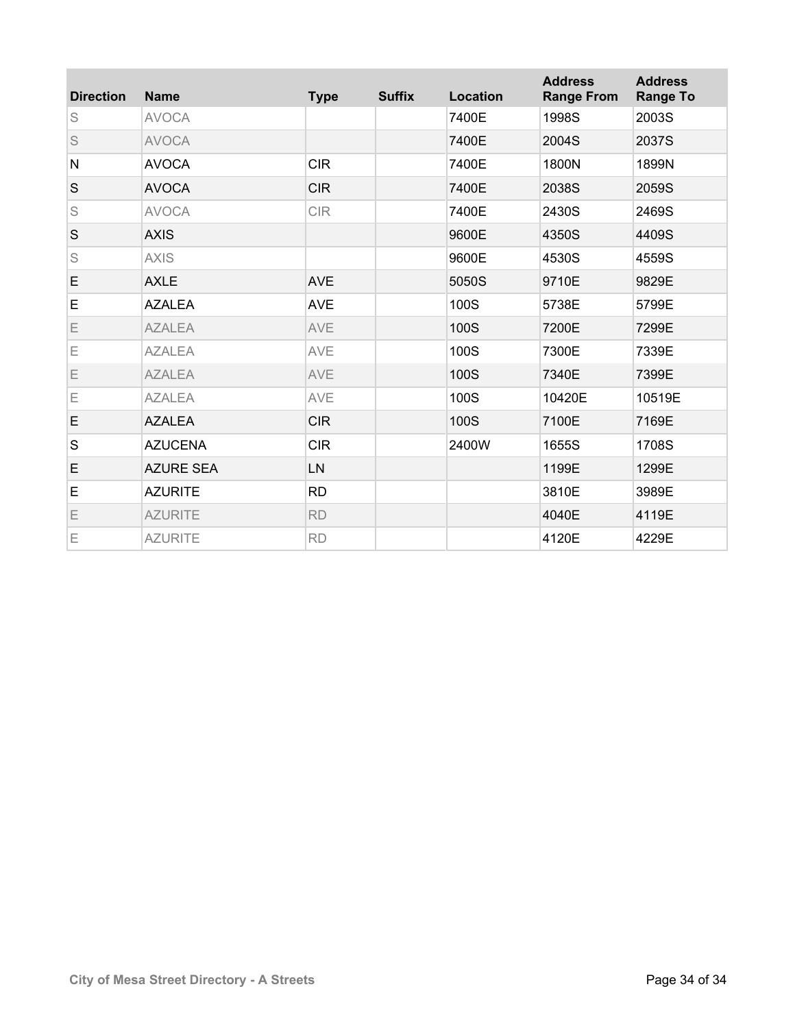| Direction | Name | Type | Suffix | Location | Address Range From | Address Range To |
|---|---|---|---|---|---|---|
| S | AVOCA | | | 7400E | 1998S | 2003S |
| S | AVOCA | | | 7400E | 2004S | 2037S |
| N | AVOCA | CIR | | 7400E | 1800N | 1899N |
| S | AVOCA | CIR | | 7400E | 2038S | 2059S |
| S | AVOCA | CIR | | 7400E | 2430S | 2469S |
| S | AXIS | | | 9600E | 4350S | 4409S |
| S | AXIS | | | 9600E | 4530S | 4559S |
| E | AXLE | AVE | | 5050S | 9710E | 9829E |
| E | AZALEA | AVE | | 100S | 5738E | 5799E |
| E | AZALEA | AVE | | 100S | 7200E | 7299E |
| E | AZALEA | AVE | | 100S | 7300E | 7339E |
| E | AZALEA | AVE | | 100S | 7340E | 7399E |
| E | AZALEA | AVE | | 100S | 10420E | 10519E |
| E | AZALEA | CIR | | 100S | 7100E | 7169E |
| S | AZUCENA | CIR | | 2400W | 1655S | 1708S |
| E | AZURE SEA | LN | | | 1199E | 1299E |
| E | AZURITE | RD | | | 3810E | 3989E |
| E | AZURITE | RD | | | 4040E | 4119E |
| E | AZURITE | RD | | | 4120E | 4229E |